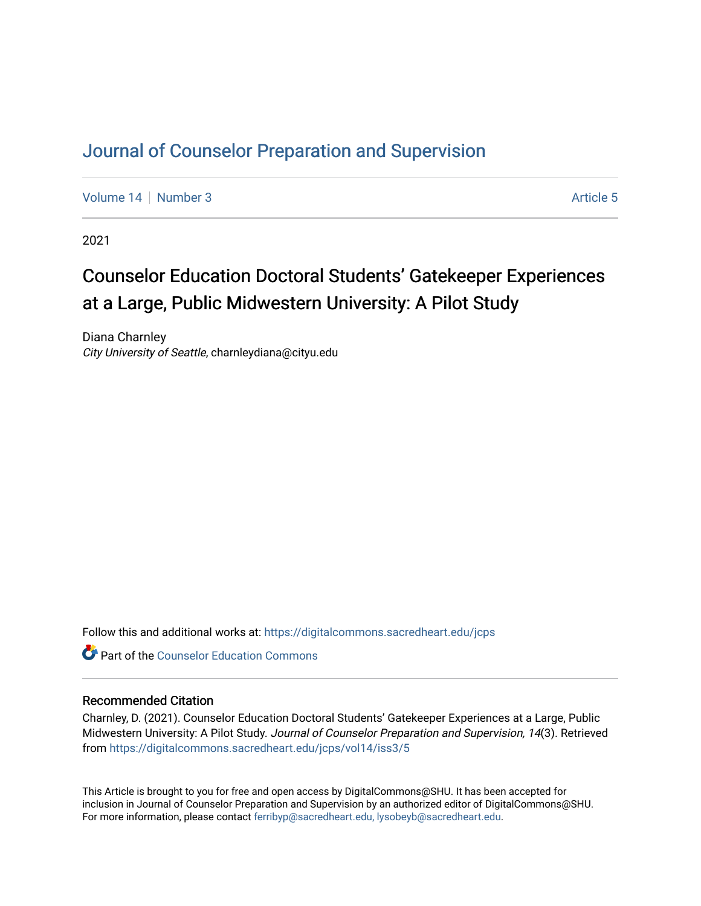# Journal of Counselor Preparation and Supervision

Volume 14 | Number 3 | Article 5

2021

## Counselor Education Doctoral Students' Gatekeeper Experiences at a Large, Public Midwestern University: A Pilot Study

Diana Charnley
*City University of Seattle*, charnleydiana@cityu.edu

Follow this and additional works at: https://digitalcommons.sacredheart.edu/jcps

Part of the Counselor Education Commons

### Recommended Citation

Charnley, D. (2021). Counselor Education Doctoral Students' Gatekeeper Experiences at a Large, Public Midwestern University: A Pilot Study. *Journal of Counselor Preparation and Supervision, 14*(3). Retrieved from https://digitalcommons.sacredheart.edu/jcps/vol14/iss3/5

This Article is brought to you for free and open access by DigitalCommons@SHU. It has been accepted for inclusion in Journal of Counselor Preparation and Supervision by an authorized editor of DigitalCommons@SHU. For more information, please contact ferribyp@sacredheart.edu, lysobeyb@sacredheart.edu.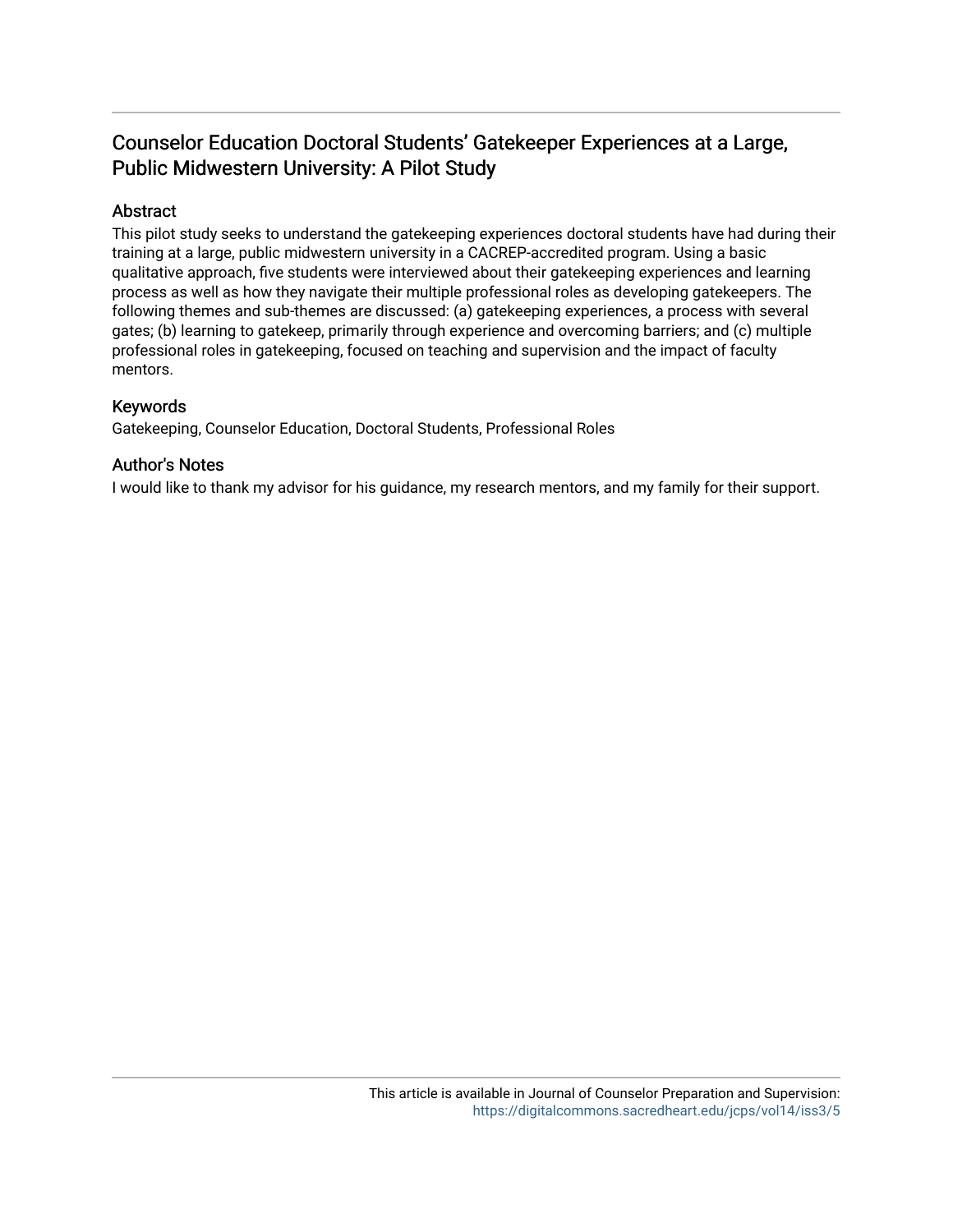## Counselor Education Doctoral Students' Gatekeeper Experiences at a Large, Public Midwestern University: A Pilot Study

### Abstract

This pilot study seeks to understand the gatekeeping experiences doctoral students have had during their training at a large, public midwestern university in a CACREP-accredited program. Using a basic qualitative approach, five students were interviewed about their gatekeeping experiences and learning process as well as how they navigate their multiple professional roles as developing gatekeepers. The following themes and sub-themes are discussed: (a) gatekeeping experiences, a process with several gates; (b) learning to gatekeep, primarily through experience and overcoming barriers; and (c) multiple professional roles in gatekeeping, focused on teaching and supervision and the impact of faculty mentors.

### Keywords

Gatekeeping, Counselor Education, Doctoral Students, Professional Roles

### Author's Notes

I would like to thank my advisor for his guidance, my research mentors, and my family for their support.

This article is available in Journal of Counselor Preparation and Supervision: https://digitalcommons.sacredheart.edu/jcps/vol14/iss3/5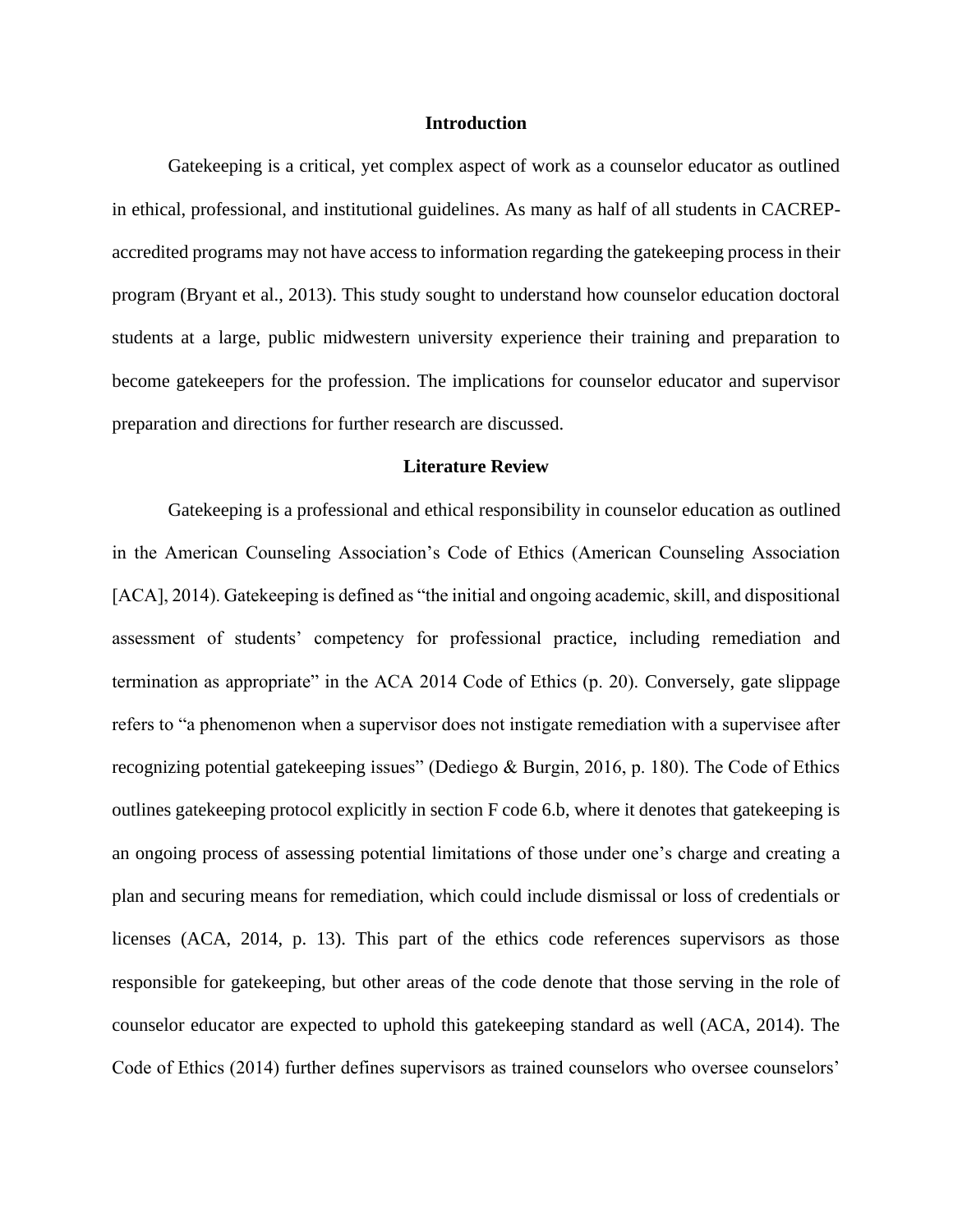## Introduction

Gatekeeping is a critical, yet complex aspect of work as a counselor educator as outlined in ethical, professional, and institutional guidelines. As many as half of all students in CACREP-accredited programs may not have access to information regarding the gatekeeping process in their program (Bryant et al., 2013). This study sought to understand how counselor education doctoral students at a large, public midwestern university experience their training and preparation to become gatekeepers for the profession. The implications for counselor educator and supervisor preparation and directions for further research are discussed.

## Literature Review

Gatekeeping is a professional and ethical responsibility in counselor education as outlined in the American Counseling Association's Code of Ethics (American Counseling Association [ACA], 2014). Gatekeeping is defined as "the initial and ongoing academic, skill, and dispositional assessment of students' competency for professional practice, including remediation and termination as appropriate" in the ACA 2014 Code of Ethics (p. 20). Conversely, gate slippage refers to "a phenomenon when a supervisor does not instigate remediation with a supervisee after recognizing potential gatekeeping issues" (Dediego & Burgin, 2016, p. 180). The Code of Ethics outlines gatekeeping protocol explicitly in section F code 6.b, where it denotes that gatekeeping is an ongoing process of assessing potential limitations of those under one's charge and creating a plan and securing means for remediation, which could include dismissal or loss of credentials or licenses (ACA, 2014, p. 13). This part of the ethics code references supervisors as those responsible for gatekeeping, but other areas of the code denote that those serving in the role of counselor educator are expected to uphold this gatekeeping standard as well (ACA, 2014). The Code of Ethics (2014) further defines supervisors as trained counselors who oversee counselors'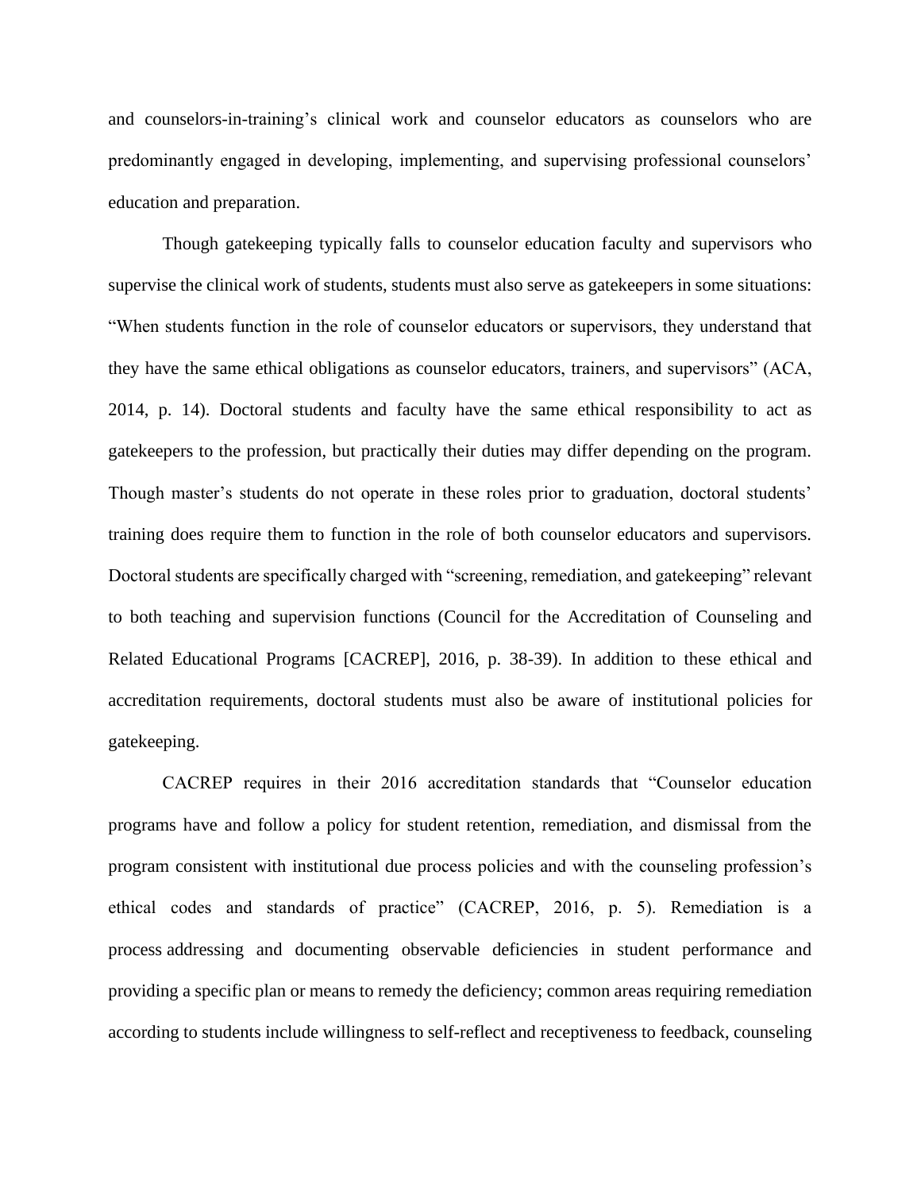and counselors-in-training's clinical work and counselor educators as counselors who are predominantly engaged in developing, implementing, and supervising professional counselors' education and preparation.

Though gatekeeping typically falls to counselor education faculty and supervisors who supervise the clinical work of students, students must also serve as gatekeepers in some situations: "When students function in the role of counselor educators or supervisors, they understand that they have the same ethical obligations as counselor educators, trainers, and supervisors" (ACA, 2014, p. 14). Doctoral students and faculty have the same ethical responsibility to act as gatekeepers to the profession, but practically their duties may differ depending on the program. Though master's students do not operate in these roles prior to graduation, doctoral students' training does require them to function in the role of both counselor educators and supervisors. Doctoral students are specifically charged with "screening, remediation, and gatekeeping" relevant to both teaching and supervision functions (Council for the Accreditation of Counseling and Related Educational Programs [CACREP], 2016, p. 38-39). In addition to these ethical and accreditation requirements, doctoral students must also be aware of institutional policies for gatekeeping.

CACREP requires in their 2016 accreditation standards that "Counselor education programs have and follow a policy for student retention, remediation, and dismissal from the program consistent with institutional due process policies and with the counseling profession's ethical codes and standards of practice" (CACREP, 2016, p. 5). Remediation is a process addressing and documenting observable deficiencies in student performance and providing a specific plan or means to remedy the deficiency; common areas requiring remediation according to students include willingness to self-reflect and receptiveness to feedback, counseling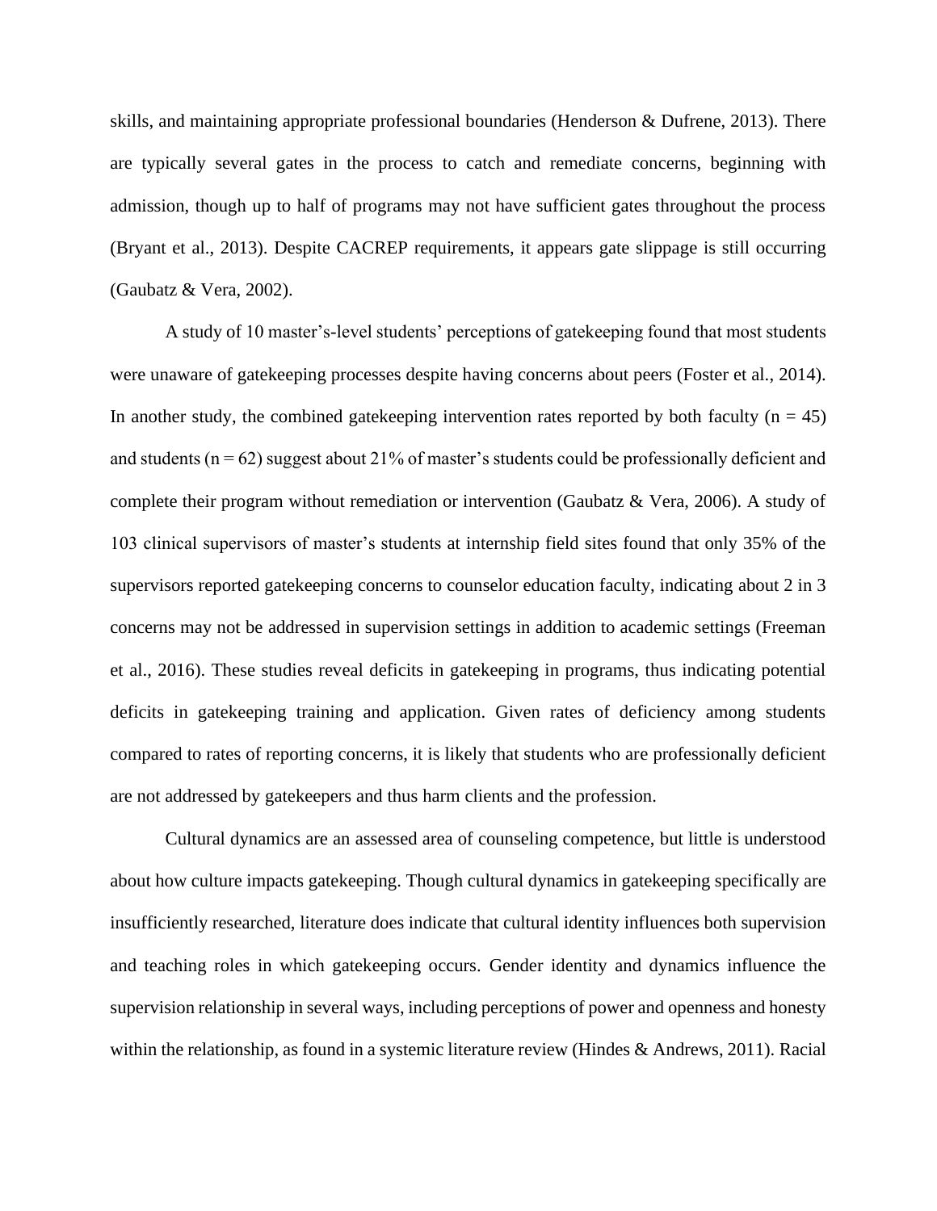skills, and maintaining appropriate professional boundaries (Henderson & Dufrene, 2013). There are typically several gates in the process to catch and remediate concerns, beginning with admission, though up to half of programs may not have sufficient gates throughout the process (Bryant et al., 2013). Despite CACREP requirements, it appears gate slippage is still occurring (Gaubatz & Vera, 2002).

A study of 10 master's-level students' perceptions of gatekeeping found that most students were unaware of gatekeeping processes despite having concerns about peers (Foster et al., 2014). In another study, the combined gatekeeping intervention rates reported by both faculty ($n = 45$) and students ($n = 62$) suggest about 21% of master's students could be professionally deficient and complete their program without remediation or intervention (Gaubatz & Vera, 2006). A study of 103 clinical supervisors of master's students at internship field sites found that only 35% of the supervisors reported gatekeeping concerns to counselor education faculty, indicating about 2 in 3 concerns may not be addressed in supervision settings in addition to academic settings (Freeman et al., 2016). These studies reveal deficits in gatekeeping in programs, thus indicating potential deficits in gatekeeping training and application. Given rates of deficiency among students compared to rates of reporting concerns, it is likely that students who are professionally deficient are not addressed by gatekeepers and thus harm clients and the profession.

Cultural dynamics are an assessed area of counseling competence, but little is understood about how culture impacts gatekeeping. Though cultural dynamics in gatekeeping specifically are insufficiently researched, literature does indicate that cultural identity influences both supervision and teaching roles in which gatekeeping occurs. Gender identity and dynamics influence the supervision relationship in several ways, including perceptions of power and openness and honesty within the relationship, as found in a systemic literature review (Hindes & Andrews, 2011). Racial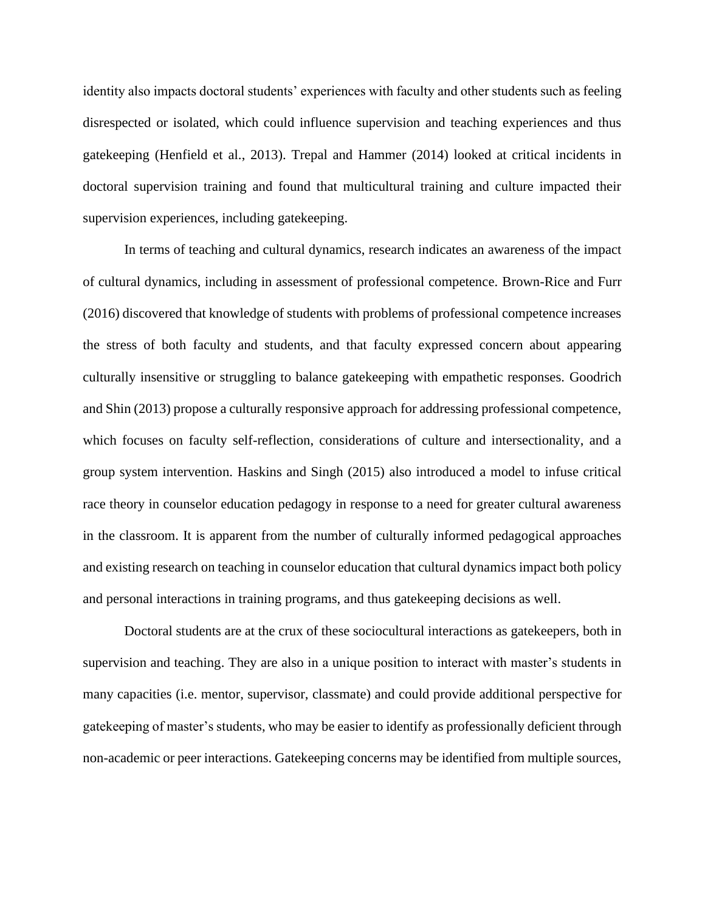identity also impacts doctoral students' experiences with faculty and other students such as feeling disrespected or isolated, which could influence supervision and teaching experiences and thus gatekeeping (Henfield et al., 2013). Trepal and Hammer (2014) looked at critical incidents in doctoral supervision training and found that multicultural training and culture impacted their supervision experiences, including gatekeeping.

In terms of teaching and cultural dynamics, research indicates an awareness of the impact of cultural dynamics, including in assessment of professional competence. Brown-Rice and Furr (2016) discovered that knowledge of students with problems of professional competence increases the stress of both faculty and students, and that faculty expressed concern about appearing culturally insensitive or struggling to balance gatekeeping with empathetic responses. Goodrich and Shin (2013) propose a culturally responsive approach for addressing professional competence, which focuses on faculty self-reflection, considerations of culture and intersectionality, and a group system intervention. Haskins and Singh (2015) also introduced a model to infuse critical race theory in counselor education pedagogy in response to a need for greater cultural awareness in the classroom. It is apparent from the number of culturally informed pedagogical approaches and existing research on teaching in counselor education that cultural dynamics impact both policy and personal interactions in training programs, and thus gatekeeping decisions as well.

Doctoral students are at the crux of these sociocultural interactions as gatekeepers, both in supervision and teaching. They are also in a unique position to interact with master's students in many capacities (i.e. mentor, supervisor, classmate) and could provide additional perspective for gatekeeping of master's students, who may be easier to identify as professionally deficient through non-academic or peer interactions. Gatekeeping concerns may be identified from multiple sources,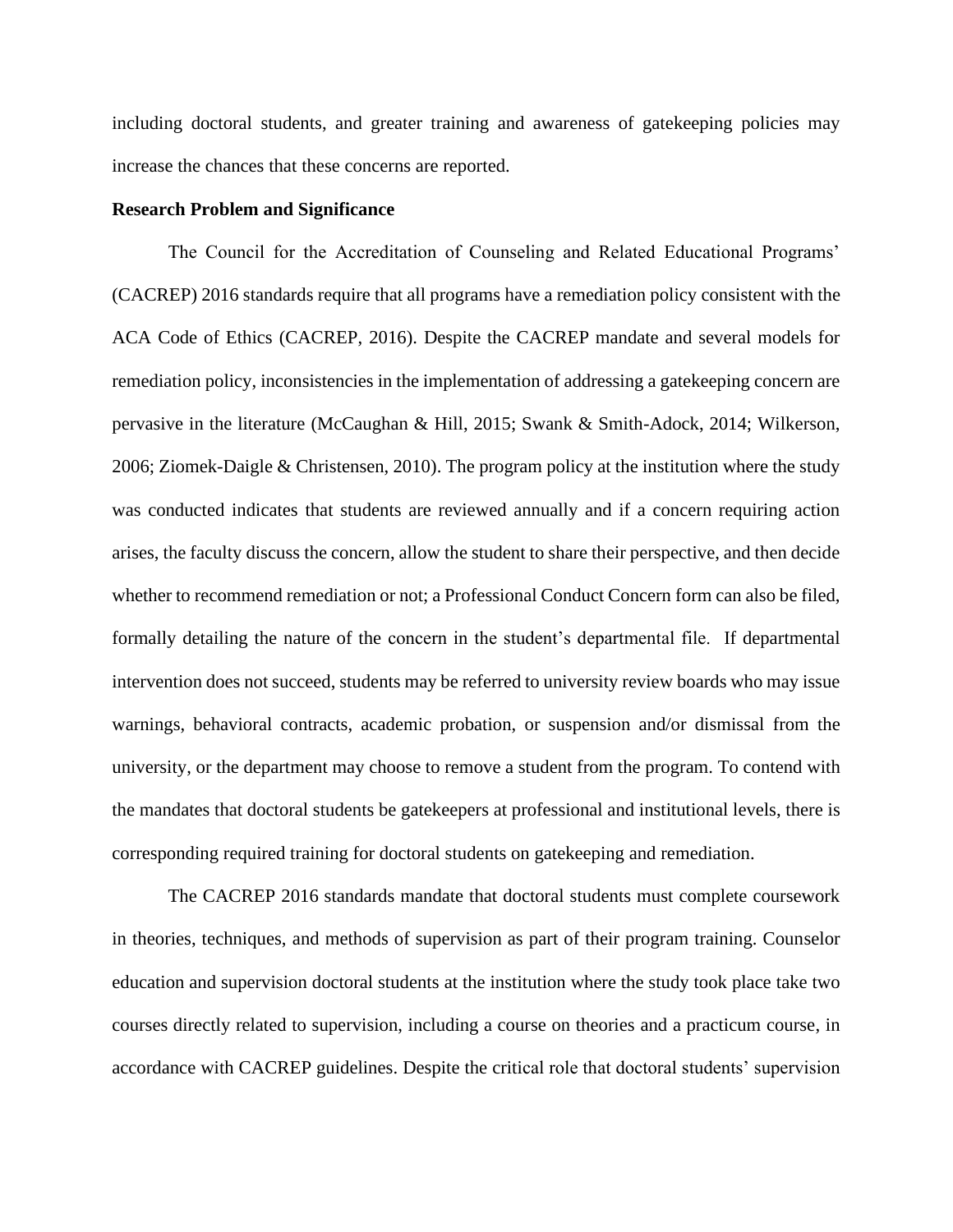including doctoral students, and greater training and awareness of gatekeeping policies may increase the chances that these concerns are reported.

**Research Problem and Significance**

The Council for the Accreditation of Counseling and Related Educational Programs' (CACREP) 2016 standards require that all programs have a remediation policy consistent with the ACA Code of Ethics (CACREP, 2016). Despite the CACREP mandate and several models for remediation policy, inconsistencies in the implementation of addressing a gatekeeping concern are pervasive in the literature (McCaughan & Hill, 2015; Swank & Smith-Adock, 2014; Wilkerson, 2006; Ziomek-Daigle & Christensen, 2010). The program policy at the institution where the study was conducted indicates that students are reviewed annually and if a concern requiring action arises, the faculty discuss the concern, allow the student to share their perspective, and then decide whether to recommend remediation or not; a Professional Conduct Concern form can also be filed, formally detailing the nature of the concern in the student's departmental file. If departmental intervention does not succeed, students may be referred to university review boards who may issue warnings, behavioral contracts, academic probation, or suspension and/or dismissal from the university, or the department may choose to remove a student from the program. To contend with the mandates that doctoral students be gatekeepers at professional and institutional levels, there is corresponding required training for doctoral students on gatekeeping and remediation.

The CACREP 2016 standards mandate that doctoral students must complete coursework in theories, techniques, and methods of supervision as part of their program training. Counselor education and supervision doctoral students at the institution where the study took place take two courses directly related to supervision, including a course on theories and a practicum course, in accordance with CACREP guidelines. Despite the critical role that doctoral students' supervision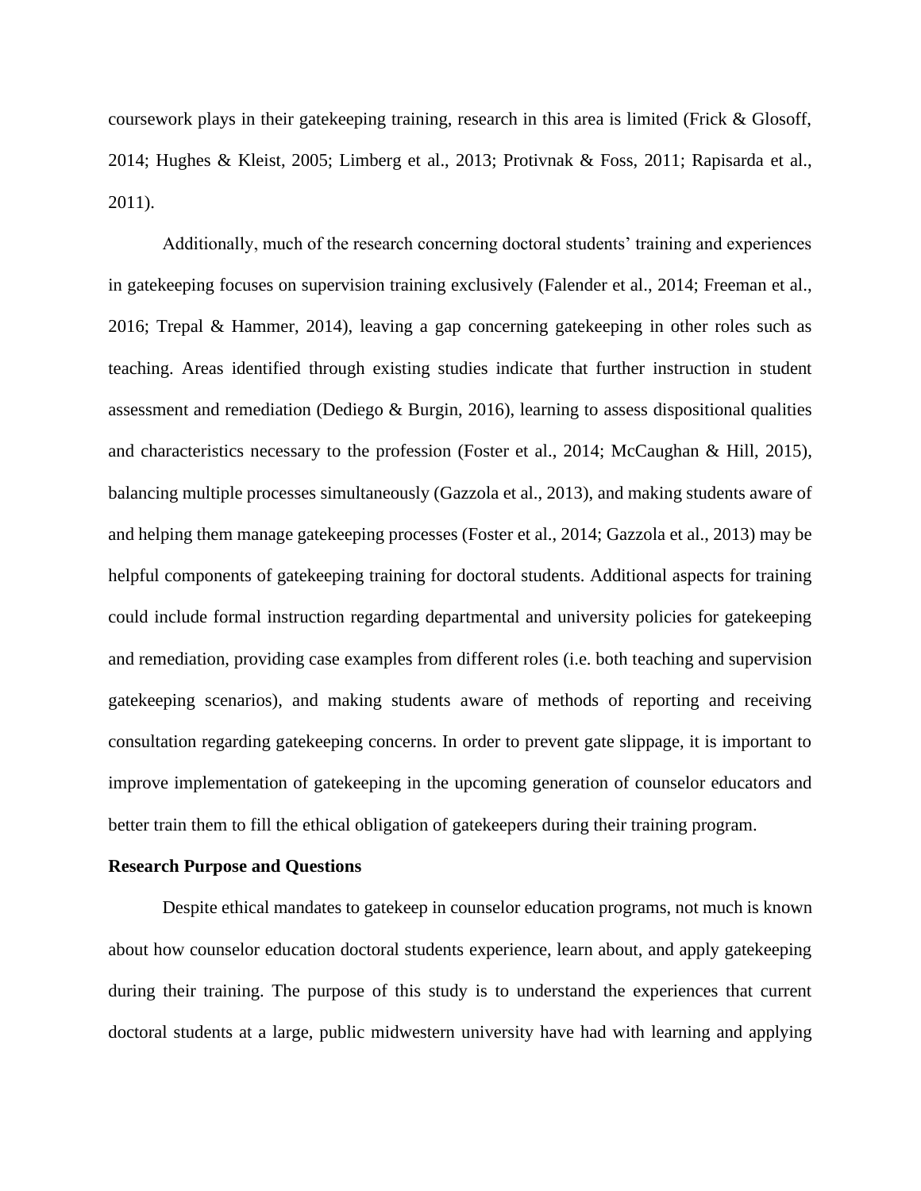coursework plays in their gatekeeping training, research in this area is limited (Frick & Glosoff, 2014; Hughes & Kleist, 2005; Limberg et al., 2013; Protivnak & Foss, 2011; Rapisarda et al., 2011).

Additionally, much of the research concerning doctoral students' training and experiences in gatekeeping focuses on supervision training exclusively (Falender et al., 2014; Freeman et al., 2016; Trepal & Hammer, 2014), leaving a gap concerning gatekeeping in other roles such as teaching. Areas identified through existing studies indicate that further instruction in student assessment and remediation (Dediego & Burgin, 2016), learning to assess dispositional qualities and characteristics necessary to the profession (Foster et al., 2014; McCaughan & Hill, 2015), balancing multiple processes simultaneously (Gazzola et al., 2013), and making students aware of and helping them manage gatekeeping processes (Foster et al., 2014; Gazzola et al., 2013) may be helpful components of gatekeeping training for doctoral students. Additional aspects for training could include formal instruction regarding departmental and university policies for gatekeeping and remediation, providing case examples from different roles (i.e. both teaching and supervision gatekeeping scenarios), and making students aware of methods of reporting and receiving consultation regarding gatekeeping concerns. In order to prevent gate slippage, it is important to improve implementation of gatekeeping in the upcoming generation of counselor educators and better train them to fill the ethical obligation of gatekeepers during their training program.

**Research Purpose and Questions**

Despite ethical mandates to gatekeep in counselor education programs, not much is known about how counselor education doctoral students experience, learn about, and apply gatekeeping during their training. The purpose of this study is to understand the experiences that current doctoral students at a large, public midwestern university have had with learning and applying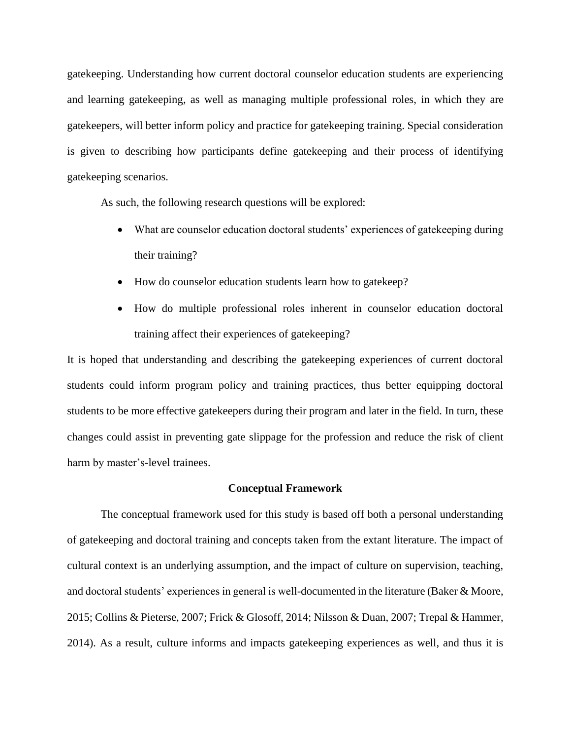gatekeeping. Understanding how current doctoral counselor education students are experiencing and learning gatekeeping, as well as managing multiple professional roles, in which they are gatekeepers, will better inform policy and practice for gatekeeping training. Special consideration is given to describing how participants define gatekeeping and their process of identifying gatekeeping scenarios.

As such, the following research questions will be explored:

- What are counselor education doctoral students' experiences of gatekeeping during their training?
- How do counselor education students learn how to gatekeep?
- How do multiple professional roles inherent in counselor education doctoral training affect their experiences of gatekeeping?

It is hoped that understanding and describing the gatekeeping experiences of current doctoral students could inform program policy and training practices, thus better equipping doctoral students to be more effective gatekeepers during their program and later in the field. In turn, these changes could assist in preventing gate slippage for the profession and reduce the risk of client harm by master's-level trainees.

## Conceptual Framework

The conceptual framework used for this study is based off both a personal understanding of gatekeeping and doctoral training and concepts taken from the extant literature. The impact of cultural context is an underlying assumption, and the impact of culture on supervision, teaching, and doctoral students' experiences in general is well-documented in the literature (Baker & Moore, 2015; Collins & Pieterse, 2007; Frick & Glosoff, 2014; Nilsson & Duan, 2007; Trepal & Hammer, 2014). As a result, culture informs and impacts gatekeeping experiences as well, and thus it is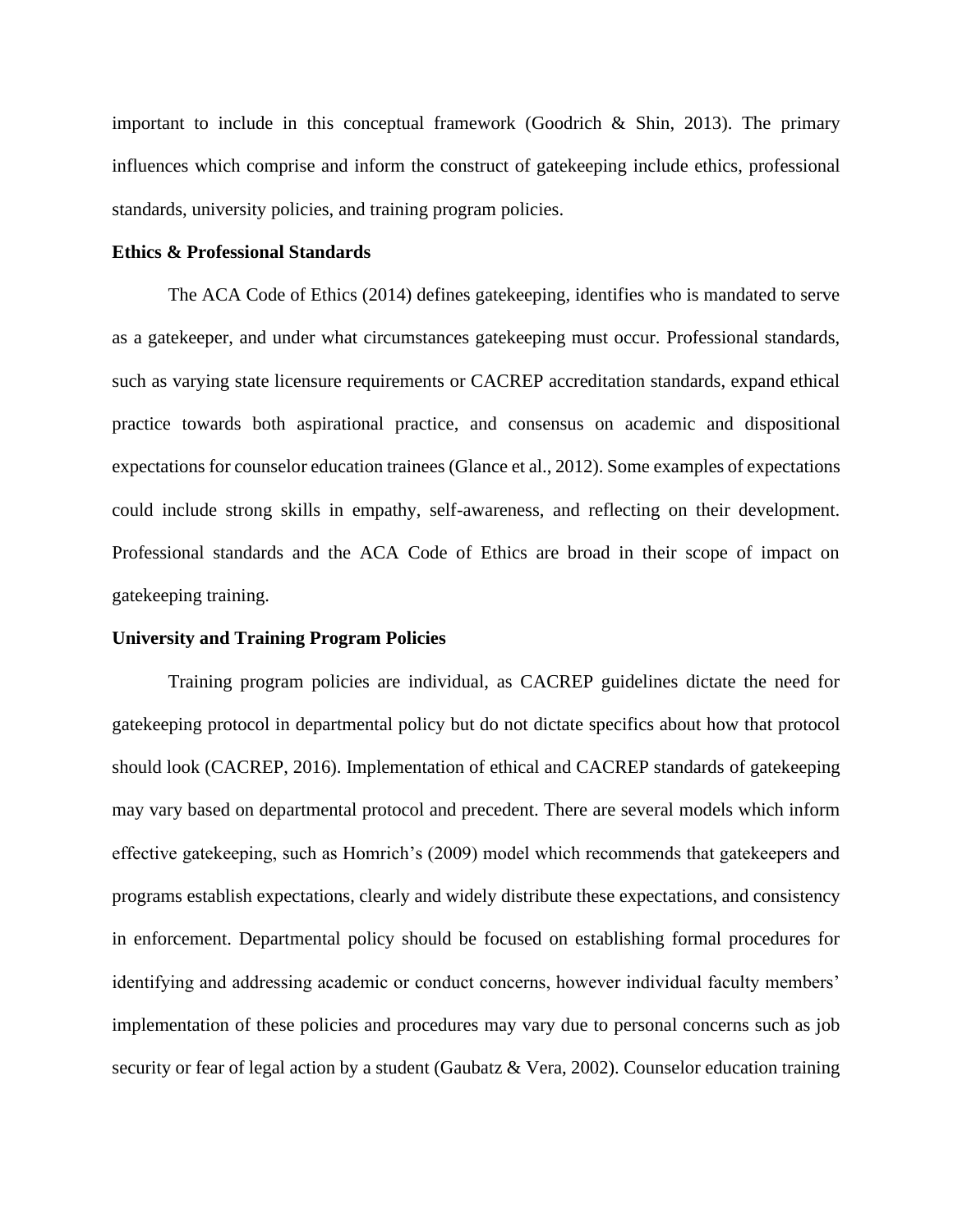important to include in this conceptual framework (Goodrich & Shin, 2013). The primary influences which comprise and inform the construct of gatekeeping include ethics, professional standards, university policies, and training program policies.

### Ethics & Professional Standards

The ACA Code of Ethics (2014) defines gatekeeping, identifies who is mandated to serve as a gatekeeper, and under what circumstances gatekeeping must occur. Professional standards, such as varying state licensure requirements or CACREP accreditation standards, expand ethical practice towards both aspirational practice, and consensus on academic and dispositional expectations for counselor education trainees (Glance et al., 2012). Some examples of expectations could include strong skills in empathy, self-awareness, and reflecting on their development. Professional standards and the ACA Code of Ethics are broad in their scope of impact on gatekeeping training.

### University and Training Program Policies

Training program policies are individual, as CACREP guidelines dictate the need for gatekeeping protocol in departmental policy but do not dictate specifics about how that protocol should look (CACREP, 2016). Implementation of ethical and CACREP standards of gatekeeping may vary based on departmental protocol and precedent. There are several models which inform effective gatekeeping, such as Homrich's (2009) model which recommends that gatekeepers and programs establish expectations, clearly and widely distribute these expectations, and consistency in enforcement. Departmental policy should be focused on establishing formal procedures for identifying and addressing academic or conduct concerns, however individual faculty members' implementation of these policies and procedures may vary due to personal concerns such as job security or fear of legal action by a student (Gaubatz & Vera, 2002). Counselor education training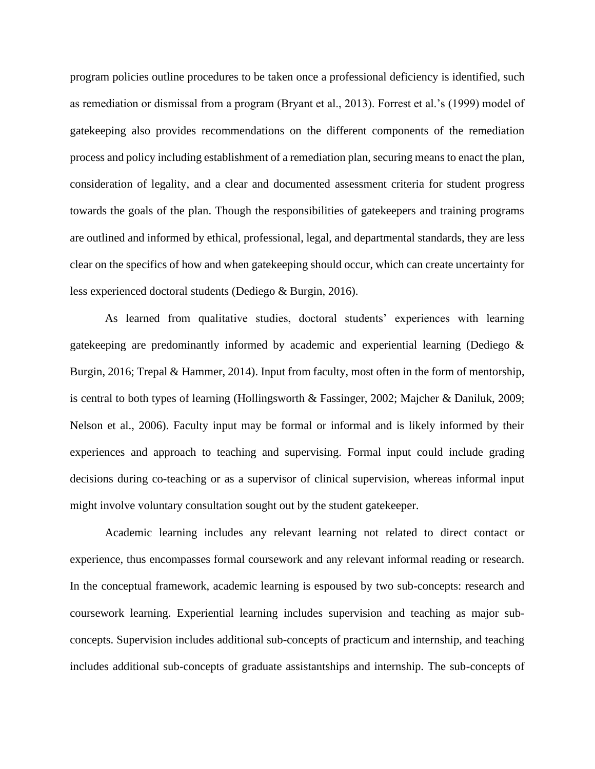program policies outline procedures to be taken once a professional deficiency is identified, such as remediation or dismissal from a program (Bryant et al., 2013). Forrest et al.'s (1999) model of gatekeeping also provides recommendations on the different components of the remediation process and policy including establishment of a remediation plan, securing means to enact the plan, consideration of legality, and a clear and documented assessment criteria for student progress towards the goals of the plan. Though the responsibilities of gatekeepers and training programs are outlined and informed by ethical, professional, legal, and departmental standards, they are less clear on the specifics of how and when gatekeeping should occur, which can create uncertainty for less experienced doctoral students (Dediego & Burgin, 2016).

As learned from qualitative studies, doctoral students' experiences with learning gatekeeping are predominantly informed by academic and experiential learning (Dediego & Burgin, 2016; Trepal & Hammer, 2014). Input from faculty, most often in the form of mentorship, is central to both types of learning (Hollingsworth & Fassinger, 2002; Majcher & Daniluk, 2009; Nelson et al., 2006). Faculty input may be formal or informal and is likely informed by their experiences and approach to teaching and supervising. Formal input could include grading decisions during co-teaching or as a supervisor of clinical supervision, whereas informal input might involve voluntary consultation sought out by the student gatekeeper.

Academic learning includes any relevant learning not related to direct contact or experience, thus encompasses formal coursework and any relevant informal reading or research. In the conceptual framework, academic learning is espoused by two sub-concepts: research and coursework learning. Experiential learning includes supervision and teaching as major sub-concepts. Supervision includes additional sub-concepts of practicum and internship, and teaching includes additional sub-concepts of graduate assistantships and internship. The sub-concepts of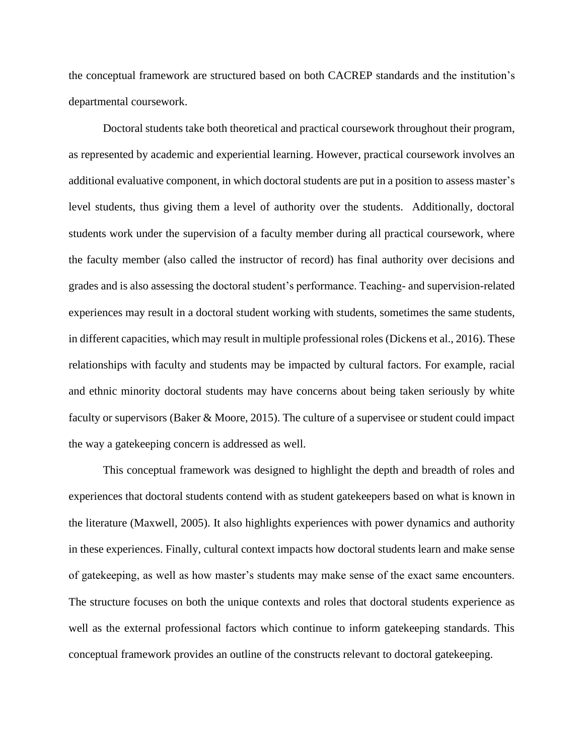the conceptual framework are structured based on both CACREP standards and the institution's departmental coursework.

Doctoral students take both theoretical and practical coursework throughout their program, as represented by academic and experiential learning. However, practical coursework involves an additional evaluative component, in which doctoral students are put in a position to assess master's level students, thus giving them a level of authority over the students. Additionally, doctoral students work under the supervision of a faculty member during all practical coursework, where the faculty member (also called the instructor of record) has final authority over decisions and grades and is also assessing the doctoral student's performance. Teaching- and supervision-related experiences may result in a doctoral student working with students, sometimes the same students, in different capacities, which may result in multiple professional roles (Dickens et al., 2016). These relationships with faculty and students may be impacted by cultural factors. For example, racial and ethnic minority doctoral students may have concerns about being taken seriously by white faculty or supervisors (Baker & Moore, 2015). The culture of a supervisee or student could impact the way a gatekeeping concern is addressed as well.

This conceptual framework was designed to highlight the depth and breadth of roles and experiences that doctoral students contend with as student gatekeepers based on what is known in the literature (Maxwell, 2005). It also highlights experiences with power dynamics and authority in these experiences. Finally, cultural context impacts how doctoral students learn and make sense of gatekeeping, as well as how master's students may make sense of the exact same encounters. The structure focuses on both the unique contexts and roles that doctoral students experience as well as the external professional factors which continue to inform gatekeeping standards. This conceptual framework provides an outline of the constructs relevant to doctoral gatekeeping.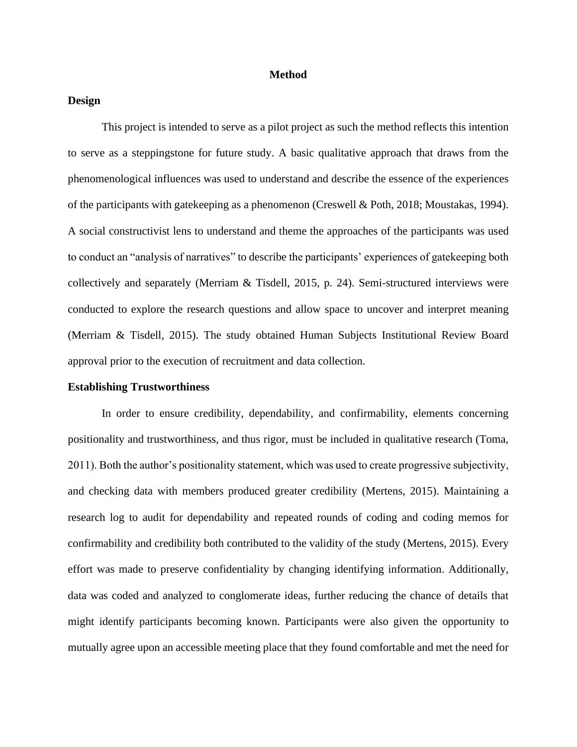# Method

## Design

This project is intended to serve as a pilot project as such the method reflects this intention to serve as a steppingstone for future study. A basic qualitative approach that draws from the phenomenological influences was used to understand and describe the essence of the experiences of the participants with gatekeeping as a phenomenon (Creswell & Poth, 2018; Moustakas, 1994). A social constructivist lens to understand and theme the approaches of the participants was used to conduct an "analysis of narratives" to describe the participants' experiences of gatekeeping both collectively and separately (Merriam & Tisdell, 2015, p. 24). Semi-structured interviews were conducted to explore the research questions and allow space to uncover and interpret meaning (Merriam & Tisdell, 2015). The study obtained Human Subjects Institutional Review Board approval prior to the execution of recruitment and data collection.

## Establishing Trustworthiness

In order to ensure credibility, dependability, and confirmability, elements concerning positionality and trustworthiness, and thus rigor, must be included in qualitative research (Toma, 2011). Both the author's positionality statement, which was used to create progressive subjectivity, and checking data with members produced greater credibility (Mertens, 2015). Maintaining a research log to audit for dependability and repeated rounds of coding and coding memos for confirmability and credibility both contributed to the validity of the study (Mertens, 2015). Every effort was made to preserve confidentiality by changing identifying information. Additionally, data was coded and analyzed to conglomerate ideas, further reducing the chance of details that might identify participants becoming known. Participants were also given the opportunity to mutually agree upon an accessible meeting place that they found comfortable and met the need for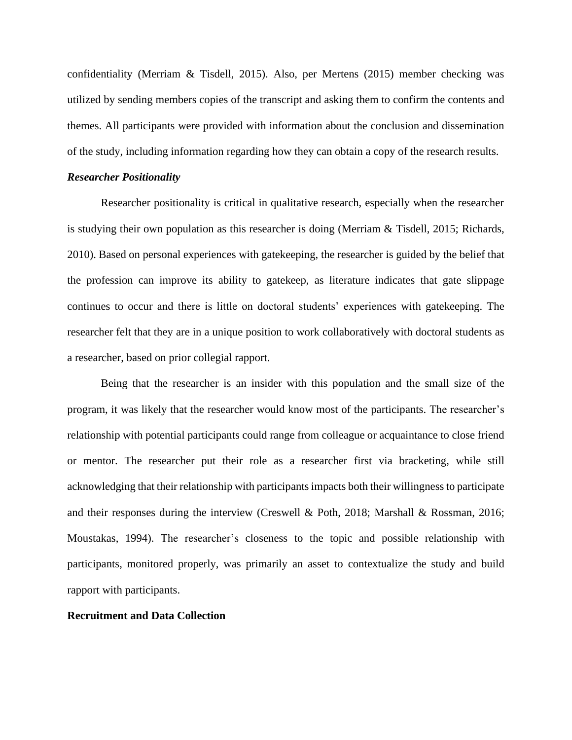confidentiality (Merriam & Tisdell, 2015). Also, per Mertens (2015) member checking was utilized by sending members copies of the transcript and asking them to confirm the contents and themes. All participants were provided with information about the conclusion and dissemination of the study, including information regarding how they can obtain a copy of the research results.

### *Researcher Positionality*

Researcher positionality is critical in qualitative research, especially when the researcher is studying their own population as this researcher is doing (Merriam & Tisdell, 2015; Richards, 2010). Based on personal experiences with gatekeeping, the researcher is guided by the belief that the profession can improve its ability to gatekeep, as literature indicates that gate slippage continues to occur and there is little on doctoral students' experiences with gatekeeping. The researcher felt that they are in a unique position to work collaboratively with doctoral students as a researcher, based on prior collegial rapport.

Being that the researcher is an insider with this population and the small size of the program, it was likely that the researcher would know most of the participants. The researcher's relationship with potential participants could range from colleague or acquaintance to close friend or mentor. The researcher put their role as a researcher first via bracketing, while still acknowledging that their relationship with participants impacts both their willingness to participate and their responses during the interview (Creswell & Poth, 2018; Marshall & Rossman, 2016; Moustakas, 1994). The researcher's closeness to the topic and possible relationship with participants, monitored properly, was primarily an asset to contextualize the study and build rapport with participants.

## **Recruitment and Data Collection**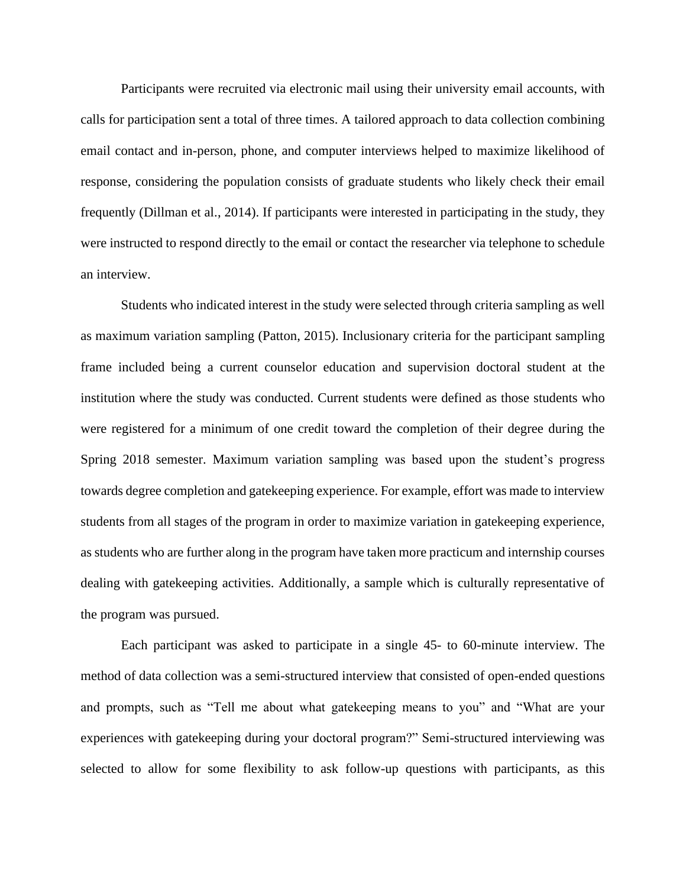Participants were recruited via electronic mail using their university email accounts, with calls for participation sent a total of three times. A tailored approach to data collection combining email contact and in-person, phone, and computer interviews helped to maximize likelihood of response, considering the population consists of graduate students who likely check their email frequently (Dillman et al., 2014). If participants were interested in participating in the study, they were instructed to respond directly to the email or contact the researcher via telephone to schedule an interview.

Students who indicated interest in the study were selected through criteria sampling as well as maximum variation sampling (Patton, 2015). Inclusionary criteria for the participant sampling frame included being a current counselor education and supervision doctoral student at the institution where the study was conducted. Current students were defined as those students who were registered for a minimum of one credit toward the completion of their degree during the Spring 2018 semester. Maximum variation sampling was based upon the student's progress towards degree completion and gatekeeping experience. For example, effort was made to interview students from all stages of the program in order to maximize variation in gatekeeping experience, as students who are further along in the program have taken more practicum and internship courses dealing with gatekeeping activities. Additionally, a sample which is culturally representative of the program was pursued.

Each participant was asked to participate in a single 45- to 60-minute interview. The method of data collection was a semi-structured interview that consisted of open-ended questions and prompts, such as "Tell me about what gatekeeping means to you" and "What are your experiences with gatekeeping during your doctoral program?" Semi-structured interviewing was selected to allow for some flexibility to ask follow-up questions with participants, as this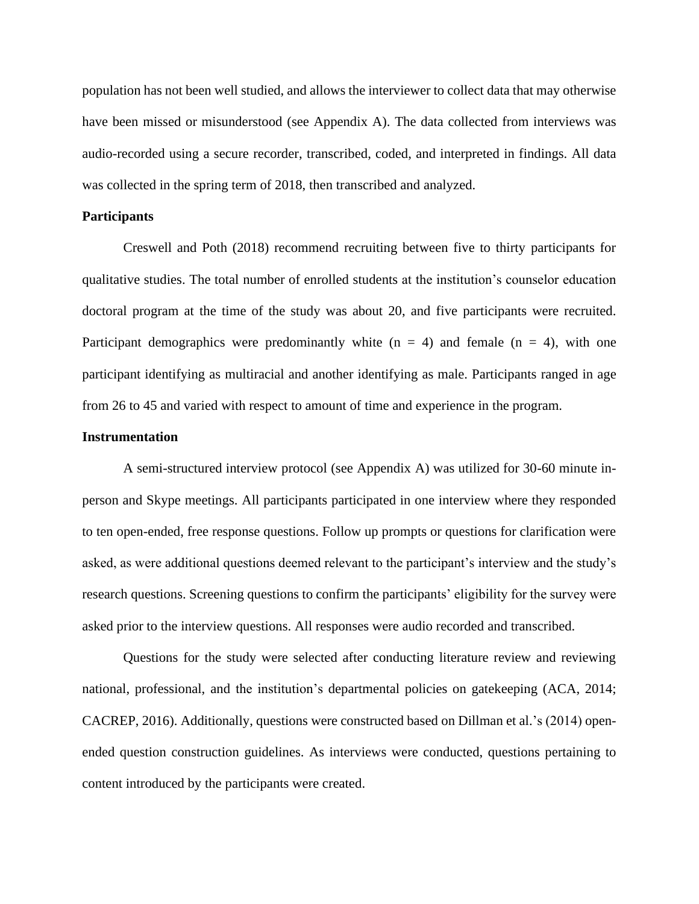population has not been well studied, and allows the interviewer to collect data that may otherwise have been missed or misunderstood (see Appendix A). The data collected from interviews was audio-recorded using a secure recorder, transcribed, coded, and interpreted in findings. All data was collected in the spring term of 2018, then transcribed and analyzed.

**Participants**

Creswell and Poth (2018) recommend recruiting between five to thirty participants for qualitative studies. The total number of enrolled students at the institution's counselor education doctoral program at the time of the study was about 20, and five participants were recruited. Participant demographics were predominantly white ($n = 4$) and female ($n = 4$), with one participant identifying as multiracial and another identifying as male. Participants ranged in age from 26 to 45 and varied with respect to amount of time and experience in the program.

**Instrumentation**

A semi-structured interview protocol (see Appendix A) was utilized for 30-60 minute in-person and Skype meetings. All participants participated in one interview where they responded to ten open-ended, free response questions. Follow up prompts or questions for clarification were asked, as were additional questions deemed relevant to the participant's interview and the study's research questions. Screening questions to confirm the participants' eligibility for the survey were asked prior to the interview questions. All responses were audio recorded and transcribed.

Questions for the study were selected after conducting literature review and reviewing national, professional, and the institution's departmental policies on gatekeeping (ACA, 2014; CACREP, 2016). Additionally, questions were constructed based on Dillman et al.'s (2014) open-ended question construction guidelines. As interviews were conducted, questions pertaining to content introduced by the participants were created.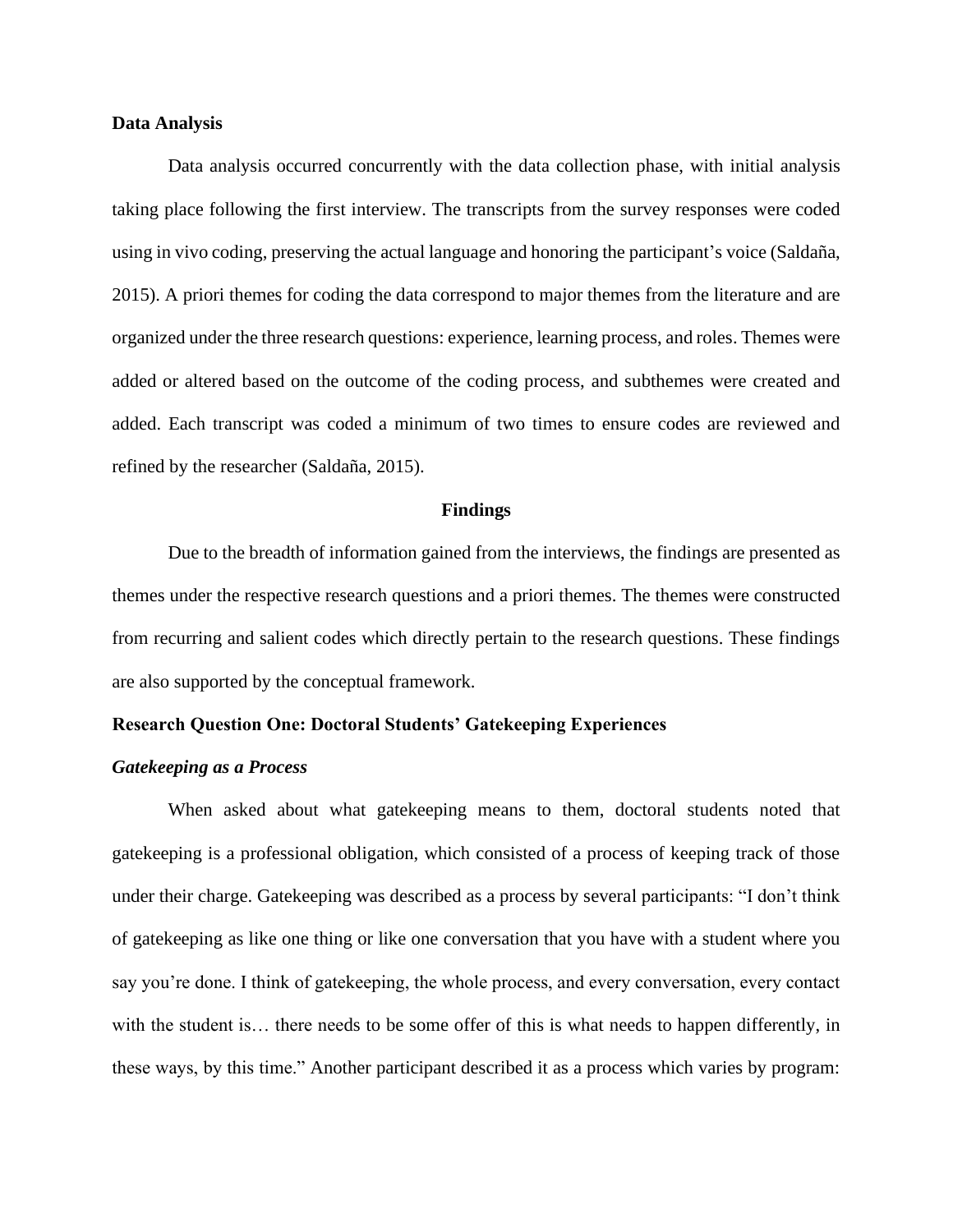**Data Analysis**

Data analysis occurred concurrently with the data collection phase, with initial analysis taking place following the first interview. The transcripts from the survey responses were coded using in vivo coding, preserving the actual language and honoring the participant's voice (Saldaña, 2015). A priori themes for coding the data correspond to major themes from the literature and are organized under the three research questions: experience, learning process, and roles. Themes were added or altered based on the outcome of the coding process, and subthemes were created and added. Each transcript was coded a minimum of two times to ensure codes are reviewed and refined by the researcher (Saldaña, 2015).

## Findings

Due to the breadth of information gained from the interviews, the findings are presented as themes under the respective research questions and a priori themes. The themes were constructed from recurring and salient codes which directly pertain to the research questions. These findings are also supported by the conceptual framework.

### Research Question One: Doctoral Students' Gatekeeping Experiences

#### *Gatekeeping as a Process*

When asked about what gatekeeping means to them, doctoral students noted that gatekeeping is a professional obligation, which consisted of a process of keeping track of those under their charge. Gatekeeping was described as a process by several participants: "I don't think of gatekeeping as like one thing or like one conversation that you have with a student where you say you're done. I think of gatekeeping, the whole process, and every conversation, every contact with the student is… there needs to be some offer of this is what needs to happen differently, in these ways, by this time." Another participant described it as a process which varies by program: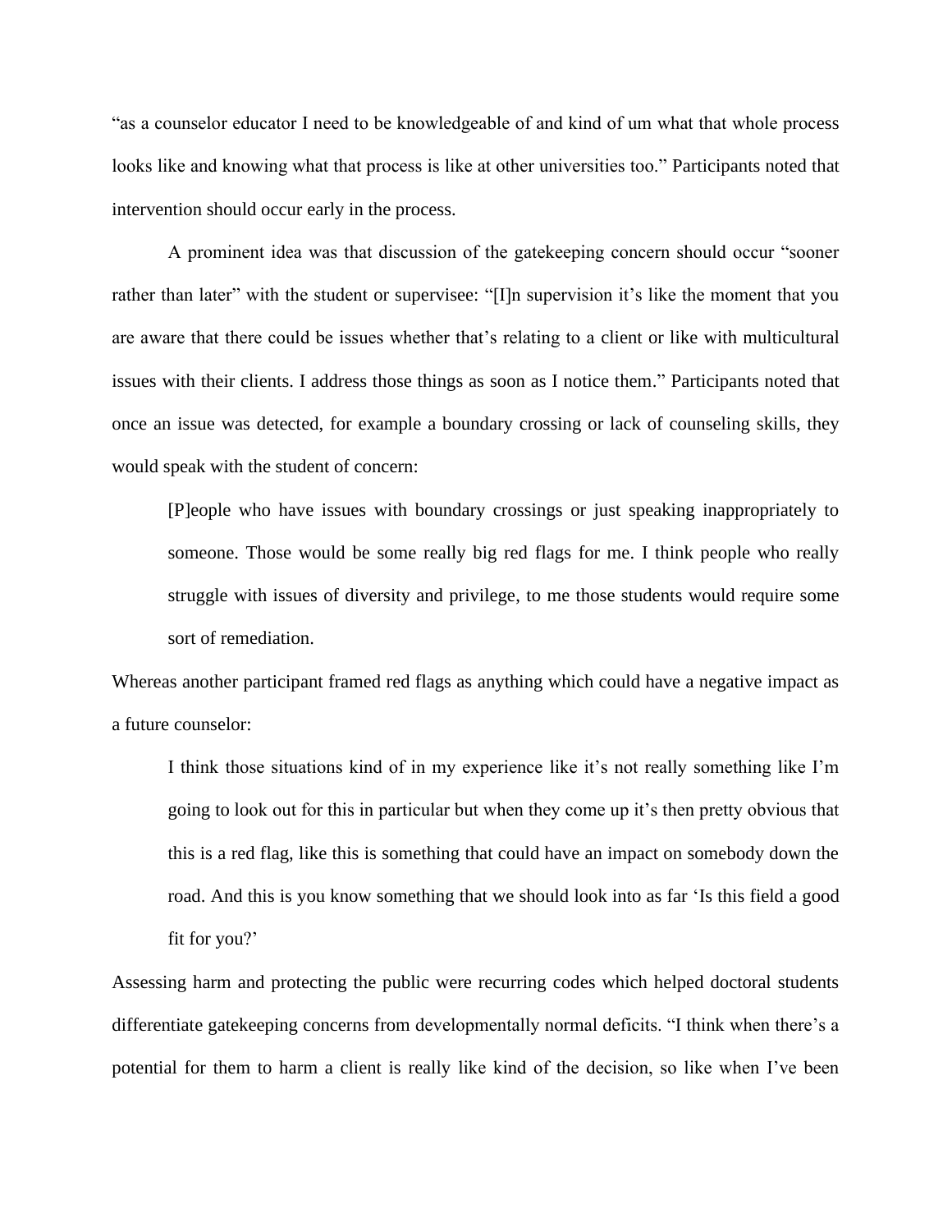"as a counselor educator I need to be knowledgeable of and kind of um what that whole process looks like and knowing what that process is like at other universities too." Participants noted that intervention should occur early in the process.

A prominent idea was that discussion of the gatekeeping concern should occur "sooner rather than later" with the student or supervisee: "[I]n supervision it's like the moment that you are aware that there could be issues whether that's relating to a client or like with multicultural issues with their clients. I address those things as soon as I notice them." Participants noted that once an issue was detected, for example a boundary crossing or lack of counseling skills, they would speak with the student of concern:

> [P]eople who have issues with boundary crossings or just speaking inappropriately to someone. Those would be some really big red flags for me. I think people who really struggle with issues of diversity and privilege, to me those students would require some sort of remediation.

Whereas another participant framed red flags as anything which could have a negative impact as a future counselor:

> I think those situations kind of in my experience like it's not really something like I'm going to look out for this in particular but when they come up it's then pretty obvious that this is a red flag, like this is something that could have an impact on somebody down the road. And this is you know something that we should look into as far 'Is this field a good fit for you?'

Assessing harm and protecting the public were recurring codes which helped doctoral students differentiate gatekeeping concerns from developmentally normal deficits. "I think when there's a potential for them to harm a client is really like kind of the decision, so like when I've been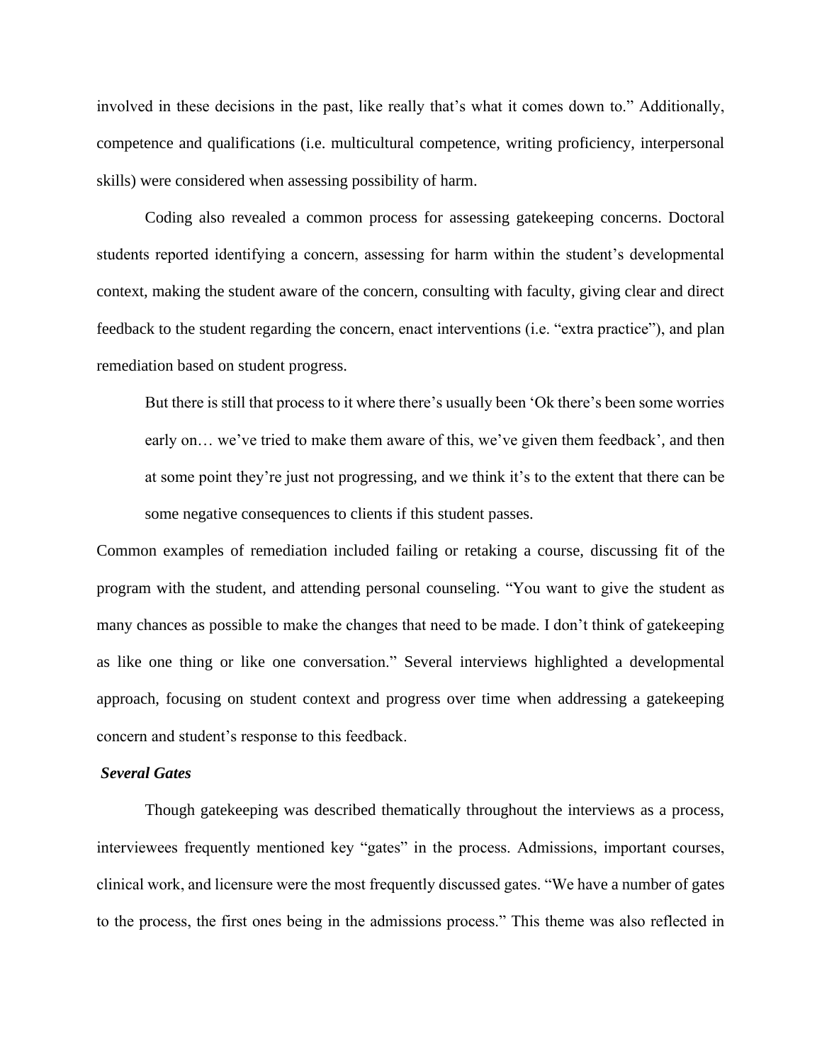involved in these decisions in the past, like really that's what it comes down to." Additionally, competence and qualifications (i.e. multicultural competence, writing proficiency, interpersonal skills) were considered when assessing possibility of harm.

Coding also revealed a common process for assessing gatekeeping concerns. Doctoral students reported identifying a concern, assessing for harm within the student's developmental context, making the student aware of the concern, consulting with faculty, giving clear and direct feedback to the student regarding the concern, enact interventions (i.e. "extra practice"), and plan remediation based on student progress.

> But there is still that process to it where there's usually been 'Ok there's been some worries early on… we've tried to make them aware of this, we've given them feedback', and then at some point they're just not progressing, and we think it's to the extent that there can be some negative consequences to clients if this student passes.

Common examples of remediation included failing or retaking a course, discussing fit of the program with the student, and attending personal counseling. "You want to give the student as many chances as possible to make the changes that need to be made. I don't think of gatekeeping as like one thing or like one conversation." Several interviews highlighted a developmental approach, focusing on student context and progress over time when addressing a gatekeeping concern and student's response to this feedback.

***Several Gates***

Though gatekeeping was described thematically throughout the interviews as a process, interviewees frequently mentioned key "gates" in the process. Admissions, important courses, clinical work, and licensure were the most frequently discussed gates. "We have a number of gates to the process, the first ones being in the admissions process." This theme was also reflected in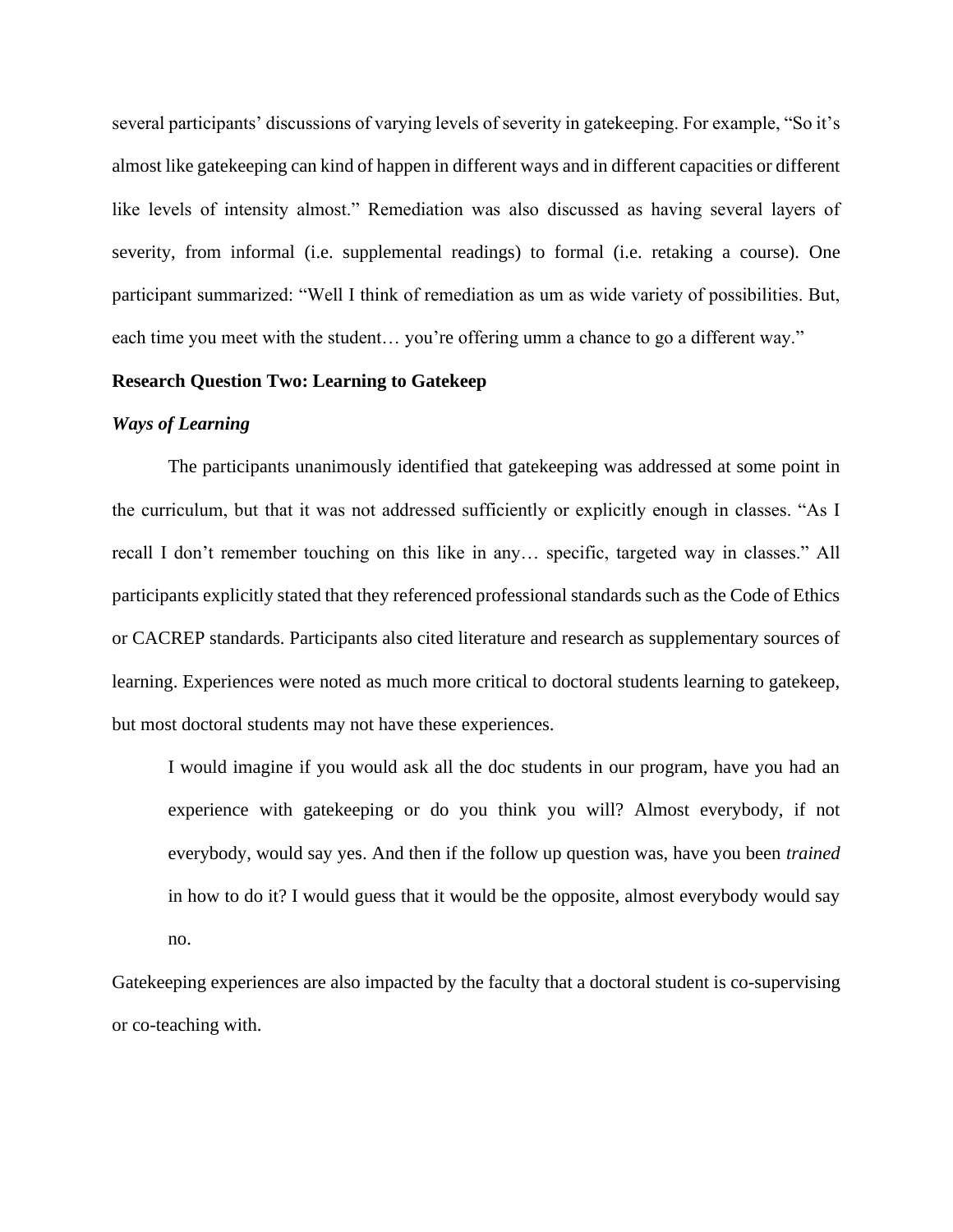several participants' discussions of varying levels of severity in gatekeeping. For example, "So it's almost like gatekeeping can kind of happen in different ways and in different capacities or different like levels of intensity almost." Remediation was also discussed as having several layers of severity, from informal (i.e. supplemental readings) to formal (i.e. retaking a course). One participant summarized: "Well I think of remediation as um as wide variety of possibilities. But, each time you meet with the student… you're offering umm a chance to go a different way."

### Research Question Two: Learning to Gatekeep

#### *Ways of Learning*

The participants unanimously identified that gatekeeping was addressed at some point in the curriculum, but that it was not addressed sufficiently or explicitly enough in classes. "As I recall I don't remember touching on this like in any… specific, targeted way in classes." All participants explicitly stated that they referenced professional standards such as the Code of Ethics or CACREP standards. Participants also cited literature and research as supplementary sources of learning. Experiences were noted as much more critical to doctoral students learning to gatekeep, but most doctoral students may not have these experiences.

> I would imagine if you would ask all the doc students in our program, have you had an experience with gatekeeping or do you think you will? Almost everybody, if not everybody, would say yes. And then if the follow up question was, have you been *trained* in how to do it? I would guess that it would be the opposite, almost everybody would say no.

Gatekeeping experiences are also impacted by the faculty that a doctoral student is co-supervising or co-teaching with.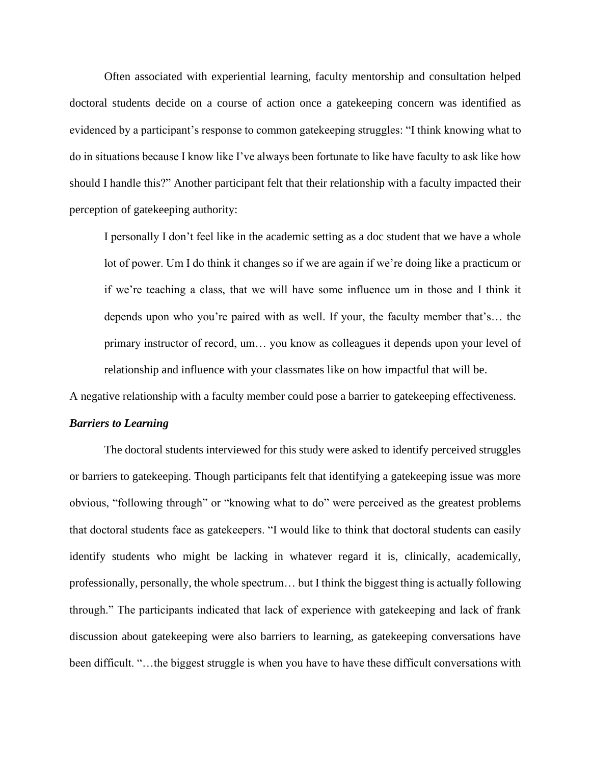Often associated with experiential learning, faculty mentorship and consultation helped doctoral students decide on a course of action once a gatekeeping concern was identified as evidenced by a participant's response to common gatekeeping struggles: "I think knowing what to do in situations because I know like I've always been fortunate to like have faculty to ask like how should I handle this?" Another participant felt that their relationship with a faculty impacted their perception of gatekeeping authority:

> I personally I don't feel like in the academic setting as a doc student that we have a whole lot of power. Um I do think it changes so if we are again if we're doing like a practicum or if we're teaching a class, that we will have some influence um in those and I think it depends upon who you're paired with as well. If your, the faculty member that's… the primary instructor of record, um… you know as colleagues it depends upon your level of relationship and influence with your classmates like on how impactful that will be.

A negative relationship with a faculty member could pose a barrier to gatekeeping effectiveness.

***Barriers to Learning***

The doctoral students interviewed for this study were asked to identify perceived struggles or barriers to gatekeeping. Though participants felt that identifying a gatekeeping issue was more obvious, "following through" or "knowing what to do" were perceived as the greatest problems that doctoral students face as gatekeepers. "I would like to think that doctoral students can easily identify students who might be lacking in whatever regard it is, clinically, academically, professionally, personally, the whole spectrum… but I think the biggest thing is actually following through." The participants indicated that lack of experience with gatekeeping and lack of frank discussion about gatekeeping were also barriers to learning, as gatekeeping conversations have been difficult. "…the biggest struggle is when you have to have these difficult conversations with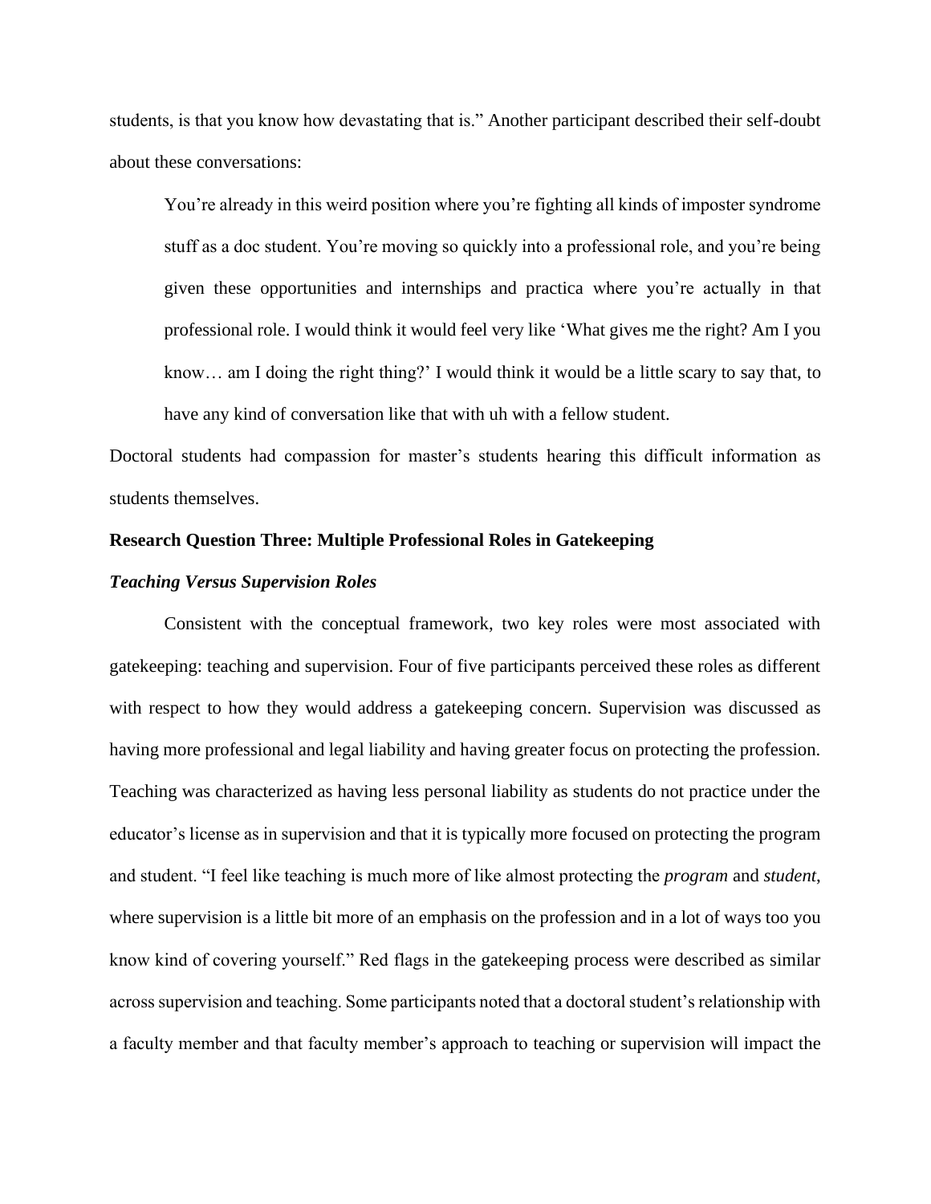students, is that you know how devastating that is." Another participant described their self-doubt about these conversations:

> You're already in this weird position where you're fighting all kinds of imposter syndrome stuff as a doc student. You're moving so quickly into a professional role, and you're being given these opportunities and internships and practica where you're actually in that professional role. I would think it would feel very like 'What gives me the right? Am I you know… am I doing the right thing?' I would think it would be a little scary to say that, to have any kind of conversation like that with uh with a fellow student.

Doctoral students had compassion for master's students hearing this difficult information as students themselves.

**Research Question Three: Multiple Professional Roles in Gatekeeping**

***Teaching Versus Supervision Roles***

Consistent with the conceptual framework, two key roles were most associated with gatekeeping: teaching and supervision. Four of five participants perceived these roles as different with respect to how they would address a gatekeeping concern. Supervision was discussed as having more professional and legal liability and having greater focus on protecting the profession. Teaching was characterized as having less personal liability as students do not practice under the educator's license as in supervision and that it is typically more focused on protecting the program and student. "I feel like teaching is much more of like almost protecting the *program* and *student*, where supervision is a little bit more of an emphasis on the profession and in a lot of ways too you know kind of covering yourself." Red flags in the gatekeeping process were described as similar across supervision and teaching. Some participants noted that a doctoral student's relationship with a faculty member and that faculty member's approach to teaching or supervision will impact the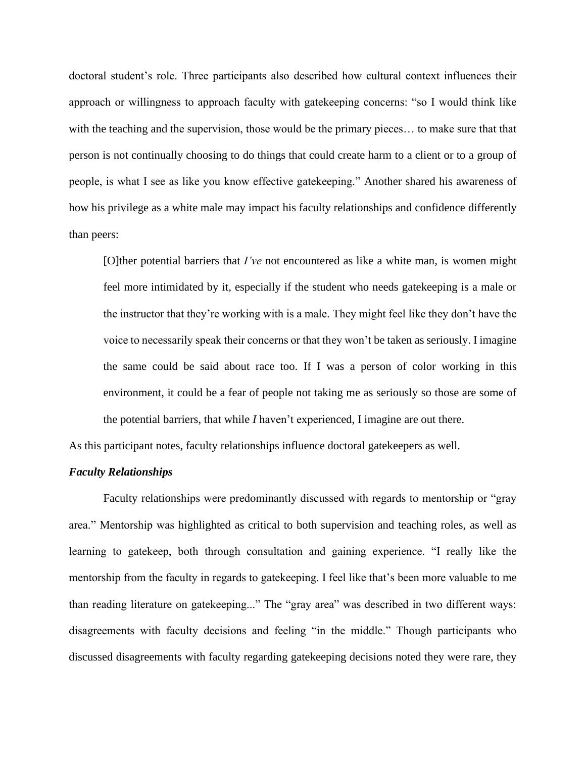doctoral student's role. Three participants also described how cultural context influences their approach or willingness to approach faculty with gatekeeping concerns: "so I would think like with the teaching and the supervision, those would be the primary pieces… to make sure that that person is not continually choosing to do things that could create harm to a client or to a group of people, is what I see as like you know effective gatekeeping." Another shared his awareness of how his privilege as a white male may impact his faculty relationships and confidence differently than peers:

> [O]ther potential barriers that *I've* not encountered as like a white man, is women might feel more intimidated by it, especially if the student who needs gatekeeping is a male or the instructor that they're working with is a male. They might feel like they don't have the voice to necessarily speak their concerns or that they won't be taken as seriously. I imagine the same could be said about race too. If I was a person of color working in this environment, it could be a fear of people not taking me as seriously so those are some of the potential barriers, that while *I* haven't experienced, I imagine are out there.

As this participant notes, faculty relationships influence doctoral gatekeepers as well.

### *Faculty Relationships*

Faculty relationships were predominantly discussed with regards to mentorship or "gray area." Mentorship was highlighted as critical to both supervision and teaching roles, as well as learning to gatekeep, both through consultation and gaining experience. "I really like the mentorship from the faculty in regards to gatekeeping. I feel like that's been more valuable to me than reading literature on gatekeeping..." The "gray area" was described in two different ways: disagreements with faculty decisions and feeling "in the middle." Though participants who discussed disagreements with faculty regarding gatekeeping decisions noted they were rare, they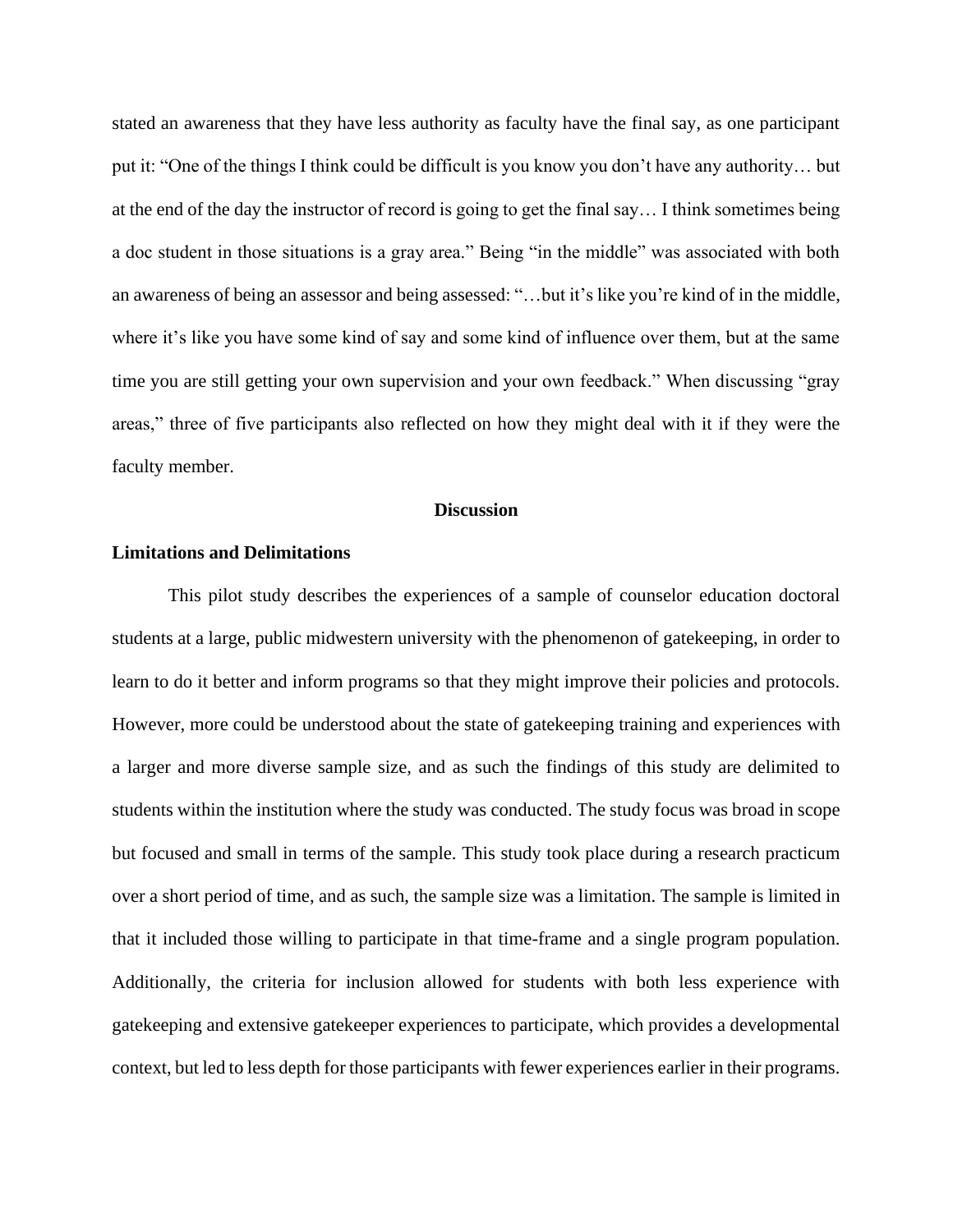stated an awareness that they have less authority as faculty have the final say, as one participant put it: "One of the things I think could be difficult is you know you don't have any authority… but at the end of the day the instructor of record is going to get the final say… I think sometimes being a doc student in those situations is a gray area." Being "in the middle" was associated with both an awareness of being an assessor and being assessed: "…but it's like you're kind of in the middle, where it's like you have some kind of say and some kind of influence over them, but at the same time you are still getting your own supervision and your own feedback." When discussing "gray areas," three of five participants also reflected on how they might deal with it if they were the faculty member.

## Discussion

### Limitations and Delimitations

This pilot study describes the experiences of a sample of counselor education doctoral students at a large, public midwestern university with the phenomenon of gatekeeping, in order to learn to do it better and inform programs so that they might improve their policies and protocols. However, more could be understood about the state of gatekeeping training and experiences with a larger and more diverse sample size, and as such the findings of this study are delimited to students within the institution where the study was conducted. The study focus was broad in scope but focused and small in terms of the sample. This study took place during a research practicum over a short period of time, and as such, the sample size was a limitation. The sample is limited in that it included those willing to participate in that time-frame and a single program population. Additionally, the criteria for inclusion allowed for students with both less experience with gatekeeping and extensive gatekeeper experiences to participate, which provides a developmental context, but led to less depth for those participants with fewer experiences earlier in their programs.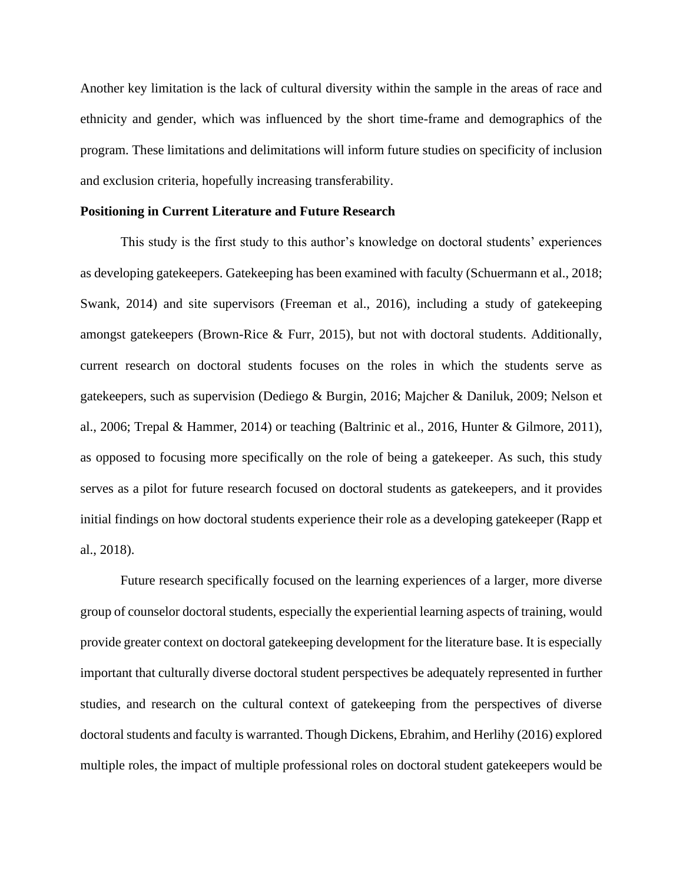Another key limitation is the lack of cultural diversity within the sample in the areas of race and ethnicity and gender, which was influenced by the short time-frame and demographics of the program. These limitations and delimitations will inform future studies on specificity of inclusion and exclusion criteria, hopefully increasing transferability.

**Positioning in Current Literature and Future Research**

This study is the first study to this author's knowledge on doctoral students' experiences as developing gatekeepers. Gatekeeping has been examined with faculty (Schuermann et al., 2018; Swank, 2014) and site supervisors (Freeman et al., 2016), including a study of gatekeeping amongst gatekeepers (Brown-Rice & Furr, 2015), but not with doctoral students. Additionally, current research on doctoral students focuses on the roles in which the students serve as gatekeepers, such as supervision (Dediego & Burgin, 2016; Majcher & Daniluk, 2009; Nelson et al., 2006; Trepal & Hammer, 2014) or teaching (Baltrinic et al., 2016, Hunter & Gilmore, 2011), as opposed to focusing more specifically on the role of being a gatekeeper. As such, this study serves as a pilot for future research focused on doctoral students as gatekeepers, and it provides initial findings on how doctoral students experience their role as a developing gatekeeper (Rapp et al., 2018).

Future research specifically focused on the learning experiences of a larger, more diverse group of counselor doctoral students, especially the experiential learning aspects of training, would provide greater context on doctoral gatekeeping development for the literature base. It is especially important that culturally diverse doctoral student perspectives be adequately represented in further studies, and research on the cultural context of gatekeeping from the perspectives of diverse doctoral students and faculty is warranted. Though Dickens, Ebrahim, and Herlihy (2016) explored multiple roles, the impact of multiple professional roles on doctoral student gatekeepers would be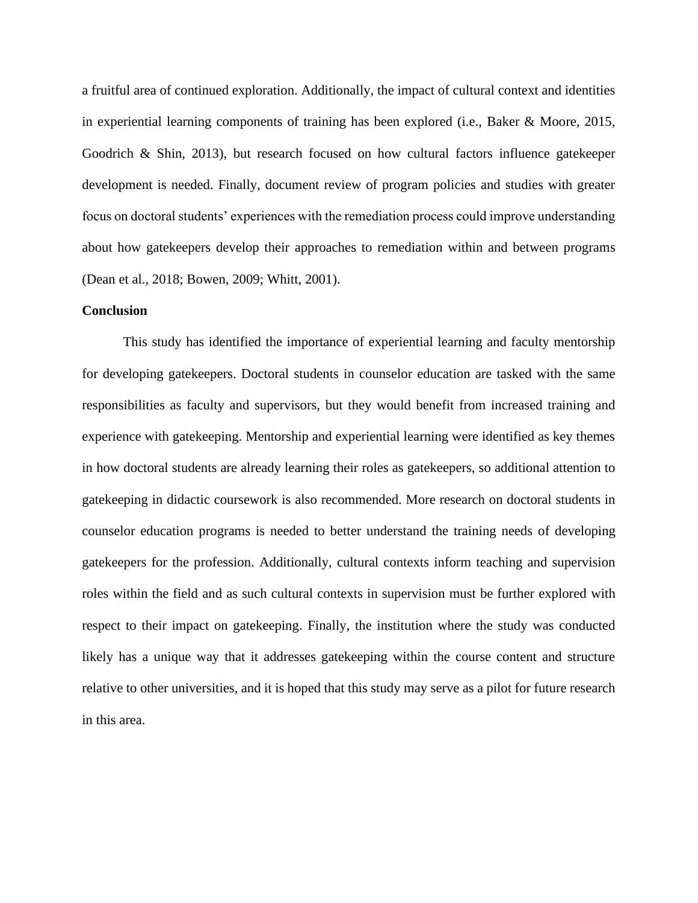a fruitful area of continued exploration. Additionally, the impact of cultural context and identities in experiential learning components of training has been explored (i.e., Baker & Moore, 2015, Goodrich & Shin, 2013), but research focused on how cultural factors influence gatekeeper development is needed. Finally, document review of program policies and studies with greater focus on doctoral students' experiences with the remediation process could improve understanding about how gatekeepers develop their approaches to remediation within and between programs (Dean et al., 2018; Bowen, 2009; Whitt, 2001).

**Conclusion**

This study has identified the importance of experiential learning and faculty mentorship for developing gatekeepers. Doctoral students in counselor education are tasked with the same responsibilities as faculty and supervisors, but they would benefit from increased training and experience with gatekeeping. Mentorship and experiential learning were identified as key themes in how doctoral students are already learning their roles as gatekeepers, so additional attention to gatekeeping in didactic coursework is also recommended. More research on doctoral students in counselor education programs is needed to better understand the training needs of developing gatekeepers for the profession. Additionally, cultural contexts inform teaching and supervision roles within the field and as such cultural contexts in supervision must be further explored with respect to their impact on gatekeeping. Finally, the institution where the study was conducted likely has a unique way that it addresses gatekeeping within the course content and structure relative to other universities, and it is hoped that this study may serve as a pilot for future research in this area.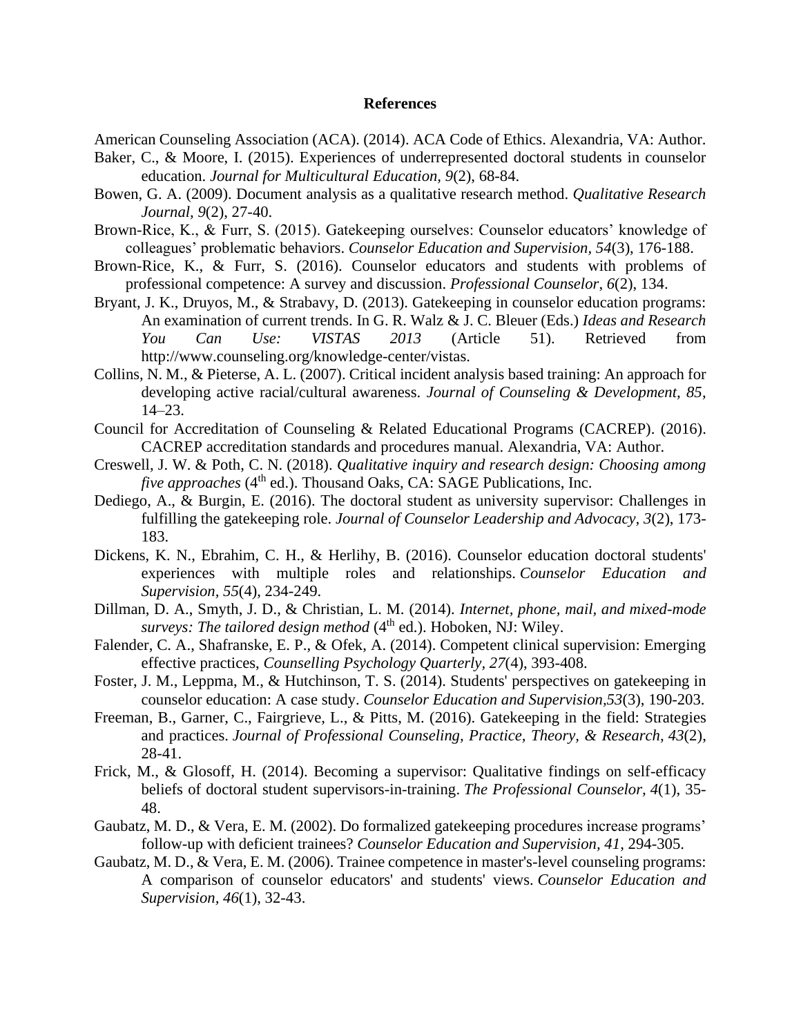**References**

American Counseling Association (ACA). (2014). ACA Code of Ethics. Alexandria, VA: Author.

Baker, C., & Moore, I. (2015). Experiences of underrepresented doctoral students in counselor education. *Journal for Multicultural Education, 9*(2), 68-84.

Bowen, G. A. (2009). Document analysis as a qualitative research method. *Qualitative Research Journal, 9*(2), 27-40.

Brown-Rice, K., & Furr, S. (2015). Gatekeeping ourselves: Counselor educators' knowledge of colleagues' problematic behaviors. *Counselor Education and Supervision*, *54*(3), 176-188.

Brown-Rice, K., & Furr, S. (2016). Counselor educators and students with problems of professional competence: A survey and discussion. *Professional Counselor*, *6*(2), 134.

Bryant, J. K., Druyos, M., & Strabavy, D. (2013). Gatekeeping in counselor education programs: An examination of current trends. In G. R. Walz & J. C. Bleuer (Eds.) *Ideas and Research You Can Use: VISTAS 2013* (Article 51). Retrieved from http://www.counseling.org/knowledge-center/vistas.

Collins, N. M., & Pieterse, A. L. (2007). Critical incident analysis based training: An approach for developing active racial/cultural awareness. *Journal of Counseling & Development, 85*, 14–23.

Council for Accreditation of Counseling & Related Educational Programs (CACREP). (2016). CACREP accreditation standards and procedures manual. Alexandria, VA: Author.

Creswell, J. W. & Poth, C. N. (2018). *Qualitative inquiry and research design: Choosing among five approaches* (4th ed.). Thousand Oaks, CA: SAGE Publications, Inc.

Dediego, A., & Burgin, E. (2016). The doctoral student as university supervisor: Challenges in fulfilling the gatekeeping role. *Journal of Counselor Leadership and Advocacy, 3*(2), 173-183.

Dickens, K. N., Ebrahim, C. H., & Herlihy, B. (2016). Counselor education doctoral students' experiences with multiple roles and relationships. *Counselor Education and Supervision*, *55*(4), 234-249.

Dillman, D. A., Smyth, J. D., & Christian, L. M. (2014). *Internet, phone, mail, and mixed-mode surveys: The tailored design method* (4th ed.). Hoboken, NJ: Wiley.

Falender, C. A., Shafranske, E. P., & Ofek, A. (2014). Competent clinical supervision: Emerging effective practices, *Counselling Psychology Quarterly*, *27*(4), 393-408.

Foster, J. M., Leppma, M., & Hutchinson, T. S. (2014). Students' perspectives on gatekeeping in counselor education: A case study. *Counselor Education and Supervision*,*53*(3), 190-203.

Freeman, B., Garner, C., Fairgrieve, L., & Pitts, M. (2016). Gatekeeping in the field: Strategies and practices. *Journal of Professional Counseling, Practice, Theory, & Research, 43*(2), 28-41.

Frick, M., & Glosoff, H. (2014). Becoming a supervisor: Qualitative findings on self-efficacy beliefs of doctoral student supervisors-in-training. *The Professional Counselor, 4*(1), 35-48.

Gaubatz, M. D., & Vera, E. M. (2002). Do formalized gatekeeping procedures increase programs' follow-up with deficient trainees? *Counselor Education and Supervision*, *41*, 294-305.

Gaubatz, M. D., & Vera, E. M. (2006). Trainee competence in master's-level counseling programs: A comparison of counselor educators' and students' views. *Counselor Education and Supervision*, *46*(1), 32-43.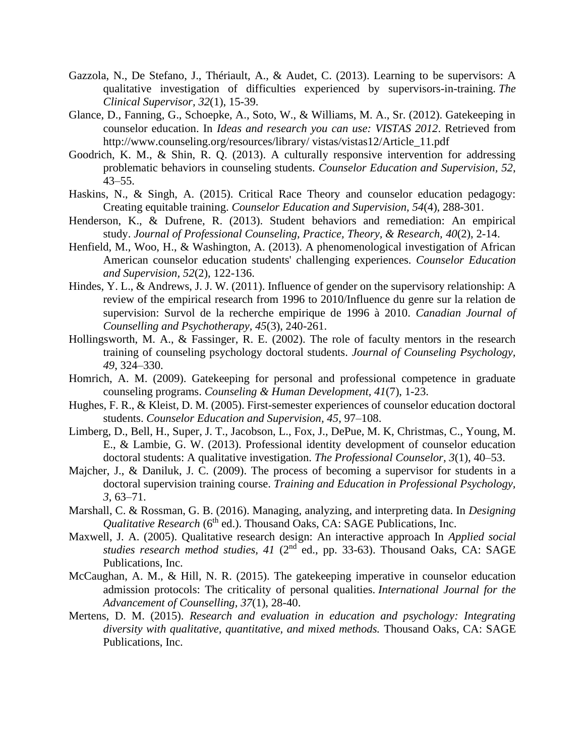Gazzola, N., De Stefano, J., Thériault, A., & Audet, C. (2013). Learning to be supervisors: A qualitative investigation of difficulties experienced by supervisors-in-training. *The Clinical Supervisor, 32*(1), 15-39.

Glance, D., Fanning, G., Schoepke, A., Soto, W., & Williams, M. A., Sr. (2012). Gatekeeping in counselor education. In *Ideas and research you can use: VISTAS 2012*. Retrieved from http://www.counseling.org/resources/library/ vistas/vistas12/Article_11.pdf

Goodrich, K. M., & Shin, R. Q. (2013). A culturally responsive intervention for addressing problematic behaviors in counseling students. *Counselor Education and Supervision, 52*, 43–55.

Haskins, N., & Singh, A. (2015). Critical Race Theory and counselor education pedagogy: Creating equitable training. *Counselor Education and Supervision, 54*(4), 288-301.

Henderson, K., & Dufrene, R. (2013). Student behaviors and remediation: An empirical study. *Journal of Professional Counseling, Practice, Theory, & Research, 40*(2), 2-14.

Henfield, M., Woo, H., & Washington, A. (2013). A phenomenological investigation of African American counselor education students' challenging experiences. *Counselor Education and Supervision*, *52*(2), 122-136.

Hindes, Y. L., & Andrews, J. J. W. (2011). Influence of gender on the supervisory relationship: A review of the empirical research from 1996 to 2010/Influence du genre sur la relation de supervision: Survol de la recherche empirique de 1996 à 2010. *Canadian Journal of Counselling and Psychotherapy, 45*(3), 240-261.

Hollingsworth, M. A., & Fassinger, R. E. (2002). The role of faculty mentors in the research training of counseling psychology doctoral students. *Journal of Counseling Psychology, 49*, 324–330.

Homrich, A. M. (2009). Gatekeeping for personal and professional competence in graduate counseling programs. *Counseling & Human Development, 41*(7), 1-23.

Hughes, F. R., & Kleist, D. M. (2005). First-semester experiences of counselor education doctoral students. *Counselor Education and Supervision, 45*, 97–108.

Limberg, D., Bell, H., Super, J. T., Jacobson, L., Fox, J., DePue, M. K, Christmas, C., Young, M. E., & Lambie, G. W. (2013). Professional identity development of counselor education doctoral students: A qualitative investigation. *The Professional Counselor, 3*(1), 40–53.

Majcher, J., & Daniluk, J. C. (2009). The process of becoming a supervisor for students in a doctoral supervision training course. *Training and Education in Professional Psychology*, *3*, 63–71.

Marshall, C. & Rossman, G. B. (2016). Managing, analyzing, and interpreting data. In *Designing Qualitative Research* (6th ed.). Thousand Oaks, CA: SAGE Publications, Inc.

Maxwell, J. A. (2005). Qualitative research design: An interactive approach In *Applied social studies research method studies, 41* (2nd ed., pp. 33-63). Thousand Oaks, CA: SAGE Publications, Inc.

McCaughan, A. M., & Hill, N. R. (2015). The gatekeeping imperative in counselor education admission protocols: The criticality of personal qualities. *International Journal for the Advancement of Counselling, 37*(1), 28-40.

Mertens, D. M. (2015). *Research and evaluation in education and psychology: Integrating diversity with qualitative, quantitative, and mixed methods.* Thousand Oaks, CA: SAGE Publications, Inc.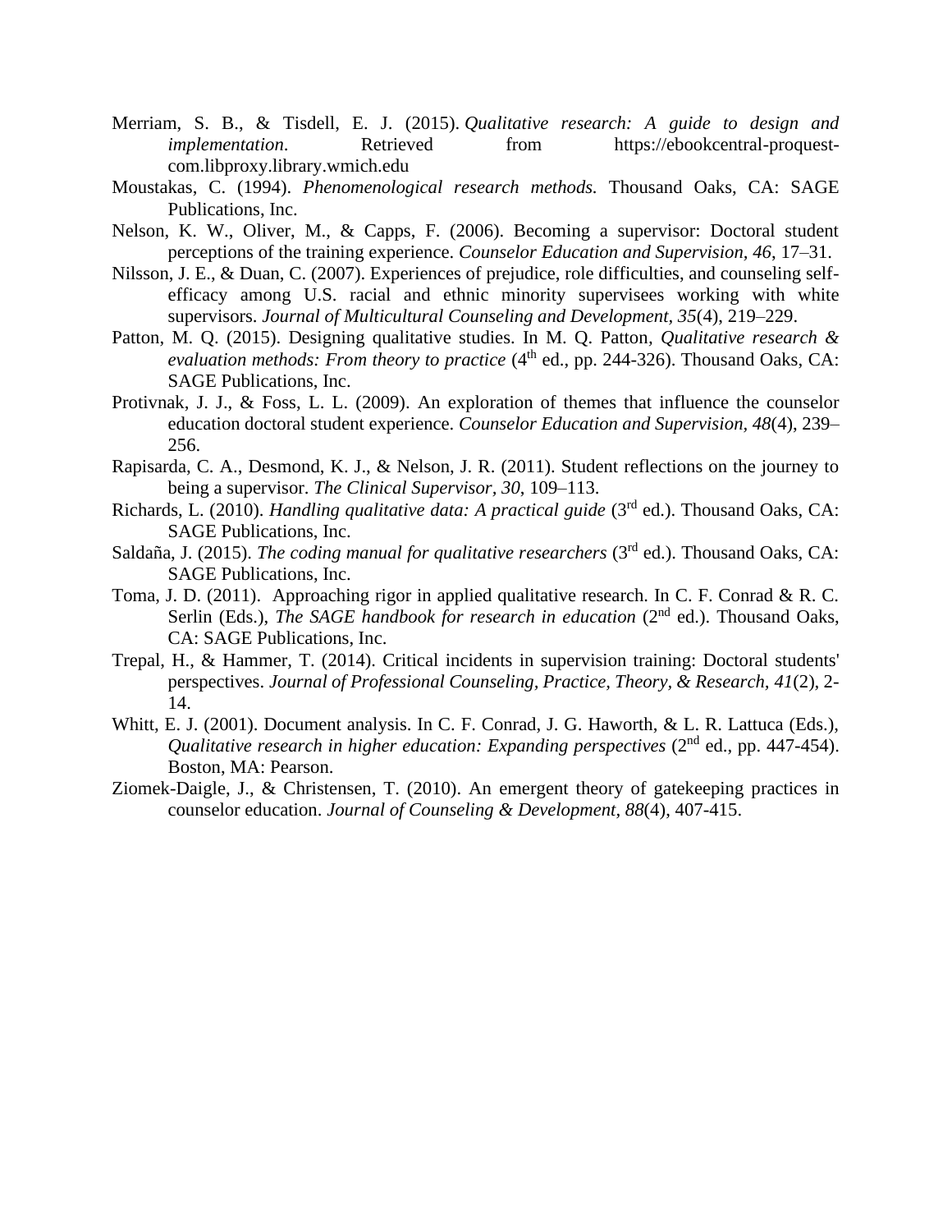Merriam, S. B., & Tisdell, E. J. (2015). *Qualitative research: A guide to design and implementation*. Retrieved from https://ebookcentral-proquest-com.libproxy.library.wmich.edu

Moustakas, C. (1994). *Phenomenological research methods.* Thousand Oaks, CA: SAGE Publications, Inc.

Nelson, K. W., Oliver, M., & Capps, F. (2006). Becoming a supervisor: Doctoral student perceptions of the training experience. *Counselor Education and Supervision, 46*, 17–31.

Nilsson, J. E., & Duan, C. (2007). Experiences of prejudice, role difficulties, and counseling self-efficacy among U.S. racial and ethnic minority supervisees working with white supervisors. *Journal of Multicultural Counseling and Development, 35*(4), 219–229.

Patton, M. Q. (2015). Designing qualitative studies. In M. Q. Patton, *Qualitative research & evaluation methods: From theory to practice* (4th ed., pp. 244-326). Thousand Oaks, CA: SAGE Publications, Inc.

Protivnak, J. J., & Foss, L. L. (2009). An exploration of themes that influence the counselor education doctoral student experience. *Counselor Education and Supervision, 48*(4), 239–256.

Rapisarda, C. A., Desmond, K. J., & Nelson, J. R. (2011). Student reflections on the journey to being a supervisor. *The Clinical Supervisor, 30*, 109–113.

Richards, L. (2010). *Handling qualitative data: A practical guide* (3rd ed.). Thousand Oaks, CA: SAGE Publications, Inc.

Saldaña, J. (2015). *The coding manual for qualitative researchers* (3rd ed.). Thousand Oaks, CA: SAGE Publications, Inc.

Toma, J. D. (2011). Approaching rigor in applied qualitative research. In C. F. Conrad & R. C. Serlin (Eds.), *The SAGE handbook for research in education* (2nd ed.). Thousand Oaks, CA: SAGE Publications, Inc.

Trepal, H., & Hammer, T. (2014). Critical incidents in supervision training: Doctoral students' perspectives. *Journal of Professional Counseling, Practice, Theory, & Research, 41*(2), 2-14.

Whitt, E. J. (2001). Document analysis. In C. F. Conrad, J. G. Haworth, & L. R. Lattuca (Eds.), *Qualitative research in higher education: Expanding perspectives* (2nd ed., pp. 447-454). Boston, MA: Pearson.

Ziomek-Daigle, J., & Christensen, T. (2010). An emergent theory of gatekeeping practices in counselor education. *Journal of Counseling & Development, 88*(4), 407-415.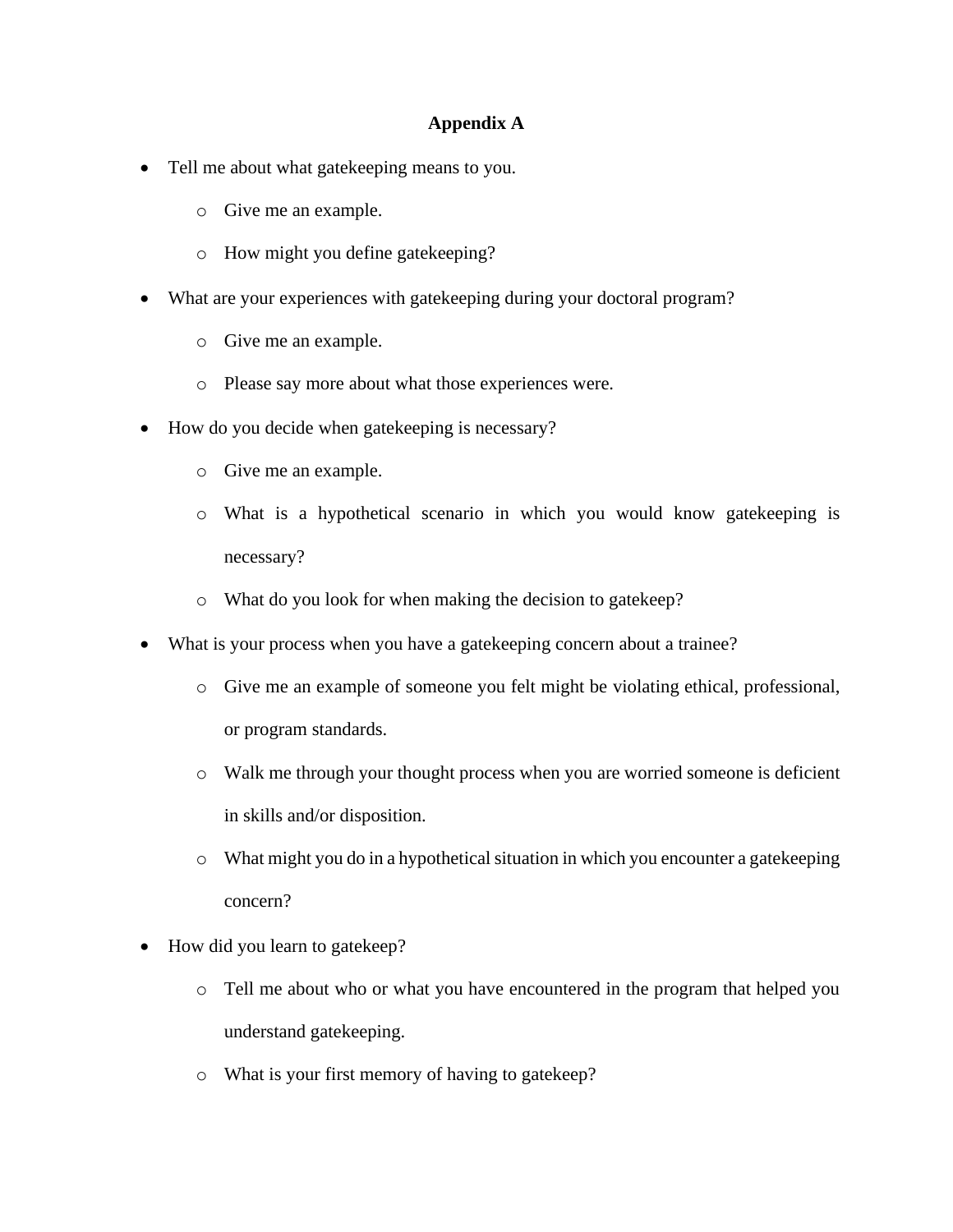# Appendix A

- Tell me about what gatekeeping means to you.
  - Give me an example.
  - How might you define gatekeeping?
- What are your experiences with gatekeeping during your doctoral program?
  - Give me an example.
  - Please say more about what those experiences were.
- How do you decide when gatekeeping is necessary?
  - Give me an example.
  - What is a hypothetical scenario in which you would know gatekeeping is necessary?
  - What do you look for when making the decision to gatekeep?
- What is your process when you have a gatekeeping concern about a trainee?
  - Give me an example of someone you felt might be violating ethical, professional, or program standards.
  - Walk me through your thought process when you are worried someone is deficient in skills and/or disposition.
  - What might you do in a hypothetical situation in which you encounter a gatekeeping concern?
- How did you learn to gatekeep?
  - Tell me about who or what you have encountered in the program that helped you understand gatekeeping.
  - What is your first memory of having to gatekeep?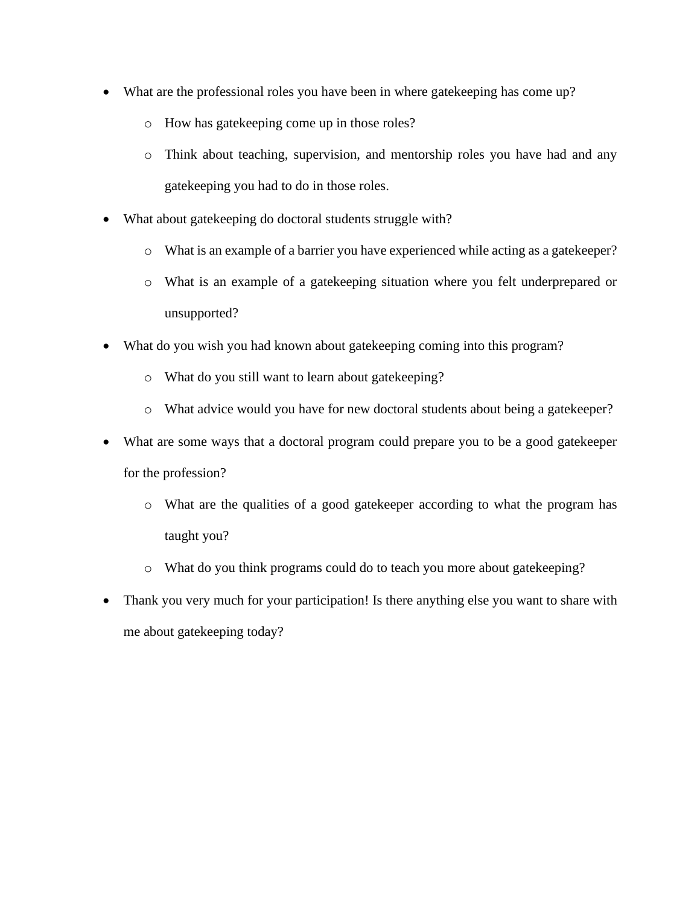- What are the professional roles you have been in where gatekeeping has come up?
    - How has gatekeeping come up in those roles?
    - Think about teaching, supervision, and mentorship roles you have had and any gatekeeping you had to do in those roles.
- What about gatekeeping do doctoral students struggle with?
    - What is an example of a barrier you have experienced while acting as a gatekeeper?
    - What is an example of a gatekeeping situation where you felt underprepared or unsupported?
- What do you wish you had known about gatekeeping coming into this program?
    - What do you still want to learn about gatekeeping?
    - What advice would you have for new doctoral students about being a gatekeeper?
- What are some ways that a doctoral program could prepare you to be a good gatekeeper for the profession?
    - What are the qualities of a good gatekeeper according to what the program has taught you?
    - What do you think programs could do to teach you more about gatekeeping?
- Thank you very much for your participation! Is there anything else you want to share with me about gatekeeping today?